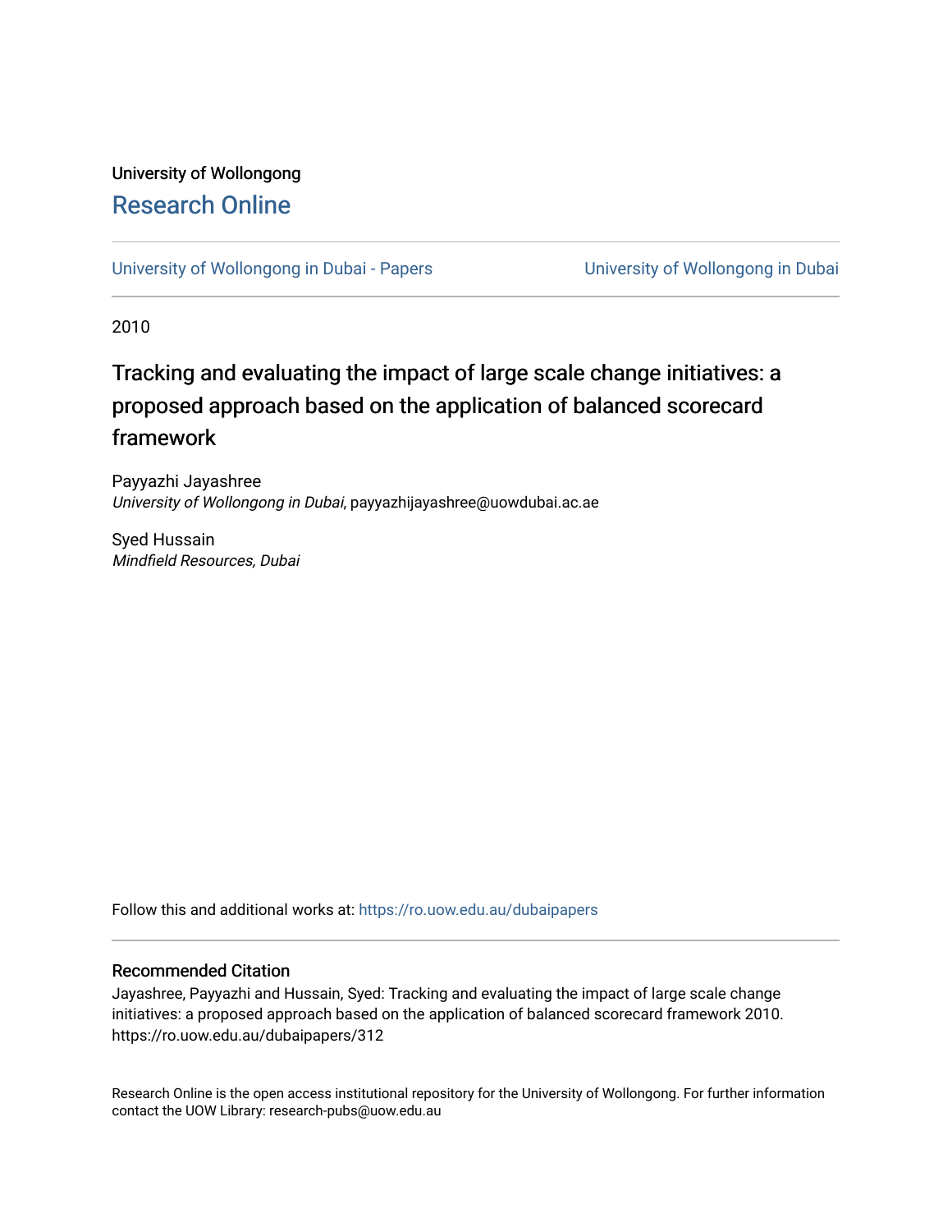University of Wollongong

# Research Online

University of Wollongong in Dubai - Papers | University of Wollongong in Dubai

2010

## Tracking and evaluating the impact of large scale change initiatives: a proposed approach based on the application of balanced scorecard framework

Payyazhi Jayashree
*University of Wollongong in Dubai*, payyazhijayashree@uowdubai.ac.ae

Syed Hussain
*Mindfield Resources, Dubai*

Follow this and additional works at: https://ro.uow.edu.au/dubaipapers

### Recommended Citation

Jayashree, Payyazhi and Hussain, Syed: Tracking and evaluating the impact of large scale change initiatives: a proposed approach based on the application of balanced scorecard framework 2010. https://ro.uow.edu.au/dubaipapers/312

Research Online is the open access institutional repository for the University of Wollongong. For further information contact the UOW Library: research-pubs@uow.edu.au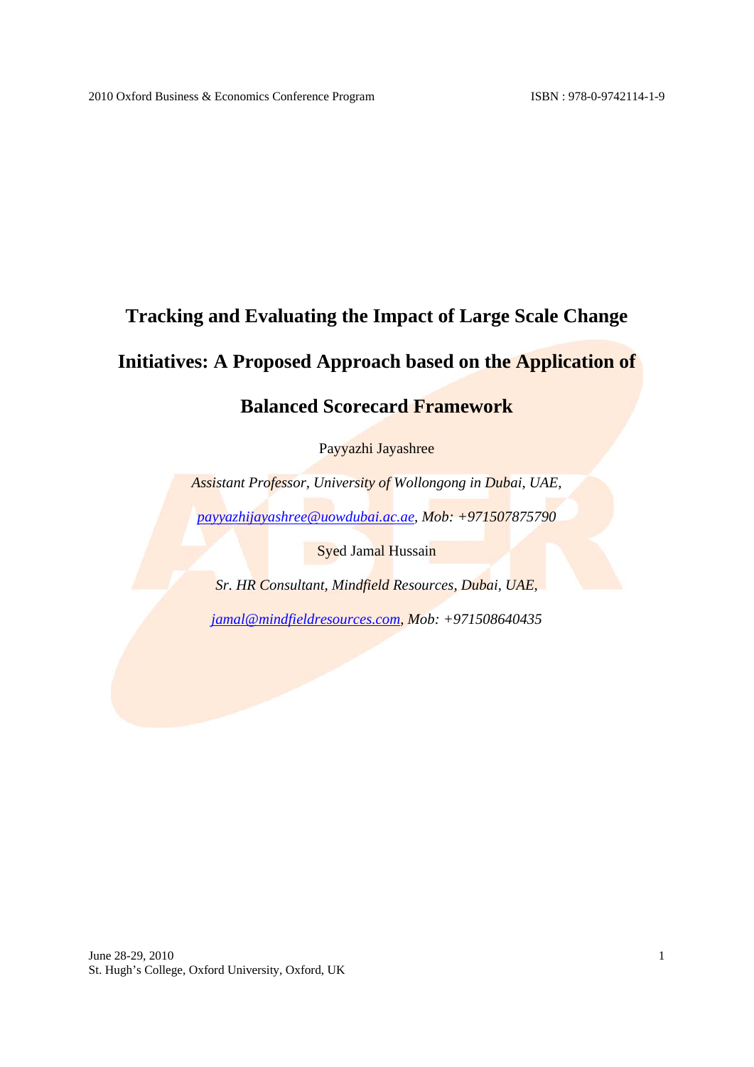# Tracking and Evaluating the Impact of Large Scale Change Initiatives: A Proposed Approach based on the Application of Balanced Scorecard Framework

Payyazhi Jayashree

*Assistant Professor, University of Wollongong in Dubai, UAE,*

*payyazhijayashree@uowdubai.ac.ae, Mob: +971507875790*

Syed Jamal Hussain

*Sr. HR Consultant, Mindfield Resources, Dubai, UAE,*

*jamal@mindfieldresources.com, Mob: +971508640435*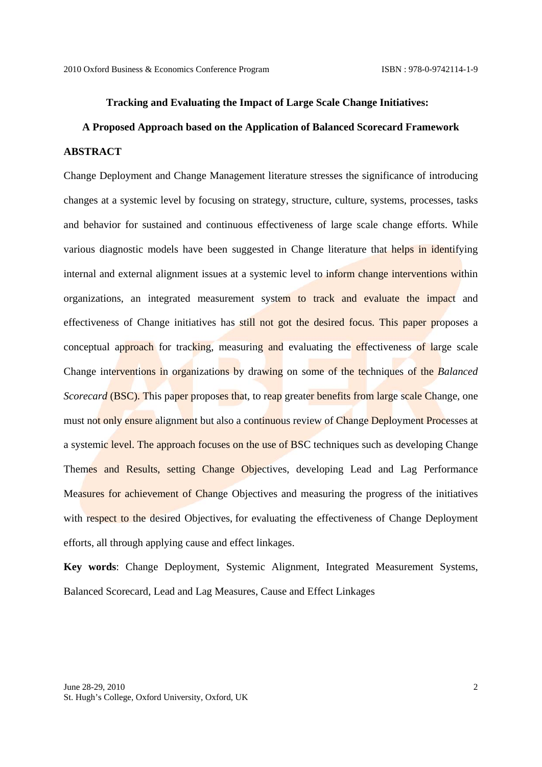**Tracking and Evaluating the Impact of Large Scale Change Initiatives:**

**A Proposed Approach based on the Application of Balanced Scorecard Framework**

## ABSTRACT

Change Deployment and Change Management literature stresses the significance of introducing changes at a systemic level by focusing on strategy, structure, culture, systems, processes, tasks and behavior for sustained and continuous effectiveness of large scale change efforts. While various diagnostic models have been suggested in Change literature that helps in identifying internal and external alignment issues at a systemic level to inform change interventions within organizations, an integrated measurement system to track and evaluate the impact and effectiveness of Change initiatives has still not got the desired focus. This paper proposes a conceptual approach for tracking, measuring and evaluating the effectiveness of large scale Change interventions in organizations by drawing on some of the techniques of the *Balanced Scorecard* (BSC). This paper proposes that, to reap greater benefits from large scale Change, one must not only ensure alignment but also a continuous review of Change Deployment Processes at a systemic level. The approach focuses on the use of BSC techniques such as developing Change Themes and Results, setting Change Objectives, developing Lead and Lag Performance Measures for achievement of Change Objectives and measuring the progress of the initiatives with respect to the desired Objectives, for evaluating the effectiveness of Change Deployment efforts, all through applying cause and effect linkages.

**Key words**: Change Deployment, Systemic Alignment, Integrated Measurement Systems, Balanced Scorecard, Lead and Lag Measures, Cause and Effect Linkages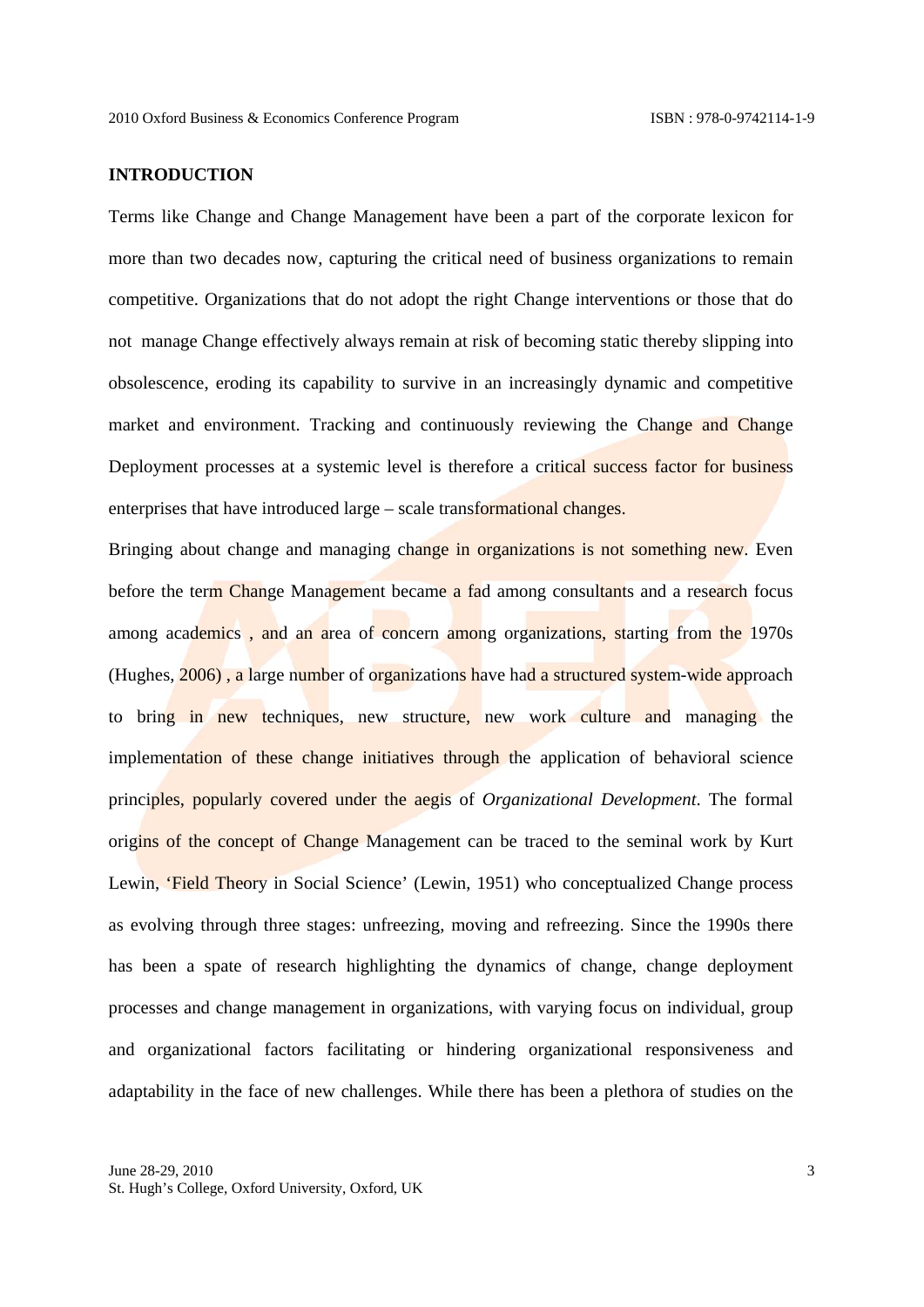## INTRODUCTION

Terms like Change and Change Management have been a part of the corporate lexicon for more than two decades now, capturing the critical need of business organizations to remain competitive. Organizations that do not adopt the right Change interventions or those that do not manage Change effectively always remain at risk of becoming static thereby slipping into obsolescence, eroding its capability to survive in an increasingly dynamic and competitive market and environment. Tracking and continuously reviewing the Change and Change Deployment processes at a systemic level is therefore a critical success factor for business enterprises that have introduced large – scale transformational changes.

Bringing about change and managing change in organizations is not something new. Even before the term Change Management became a fad among consultants and a research focus among academics , and an area of concern among organizations, starting from the 1970s (Hughes, 2006) , a large number of organizations have had a structured system-wide approach to bring in new techniques, new structure, new work culture and managing the implementation of these change initiatives through the application of behavioral science principles, popularly covered under the aegis of *Organizational Development*. The formal origins of the concept of Change Management can be traced to the seminal work by Kurt Lewin, 'Field Theory in Social Science' (Lewin, 1951) who conceptualized Change process as evolving through three stages: unfreezing, moving and refreezing. Since the 1990s there has been a spate of research highlighting the dynamics of change, change deployment processes and change management in organizations, with varying focus on individual, group and organizational factors facilitating or hindering organizational responsiveness and adaptability in the face of new challenges. While there has been a plethora of studies on the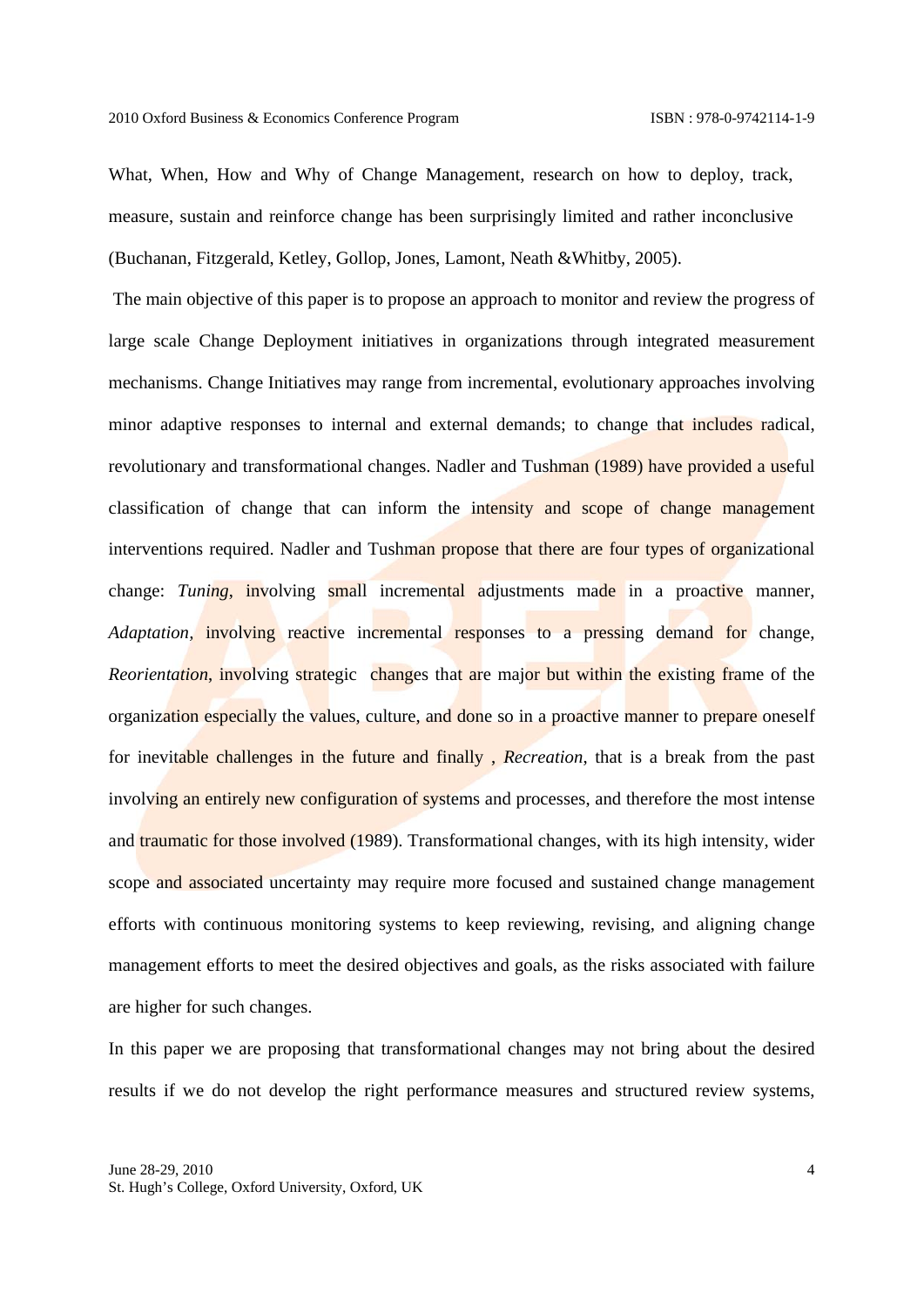What, When, How and Why of Change Management, research on how to deploy, track, measure, sustain and reinforce change has been surprisingly limited and rather inconclusive (Buchanan, Fitzgerald, Ketley, Gollop, Jones, Lamont, Neath &Whitby, 2005).

The main objective of this paper is to propose an approach to monitor and review the progress of large scale Change Deployment initiatives in organizations through integrated measurement mechanisms. Change Initiatives may range from incremental, evolutionary approaches involving minor adaptive responses to internal and external demands; to change that includes radical, revolutionary and transformational changes. Nadler and Tushman (1989) have provided a useful classification of change that can inform the intensity and scope of change management interventions required. Nadler and Tushman propose that there are four types of organizational change: *Tuning*, involving small incremental adjustments made in a proactive manner, *Adaptation*, involving reactive incremental responses to a pressing demand for change, *Reorientation*, involving strategic changes that are major but within the existing frame of the organization especially the values, culture, and done so in a proactive manner to prepare oneself for inevitable challenges in the future and finally , *Recreation*, that is a break from the past involving an entirely new configuration of systems and processes, and therefore the most intense and traumatic for those involved (1989). Transformational changes, with its high intensity, wider scope and associated uncertainty may require more focused and sustained change management efforts with continuous monitoring systems to keep reviewing, revising, and aligning change management efforts to meet the desired objectives and goals, as the risks associated with failure are higher for such changes.

In this paper we are proposing that transformational changes may not bring about the desired results if we do not develop the right performance measures and structured review systems,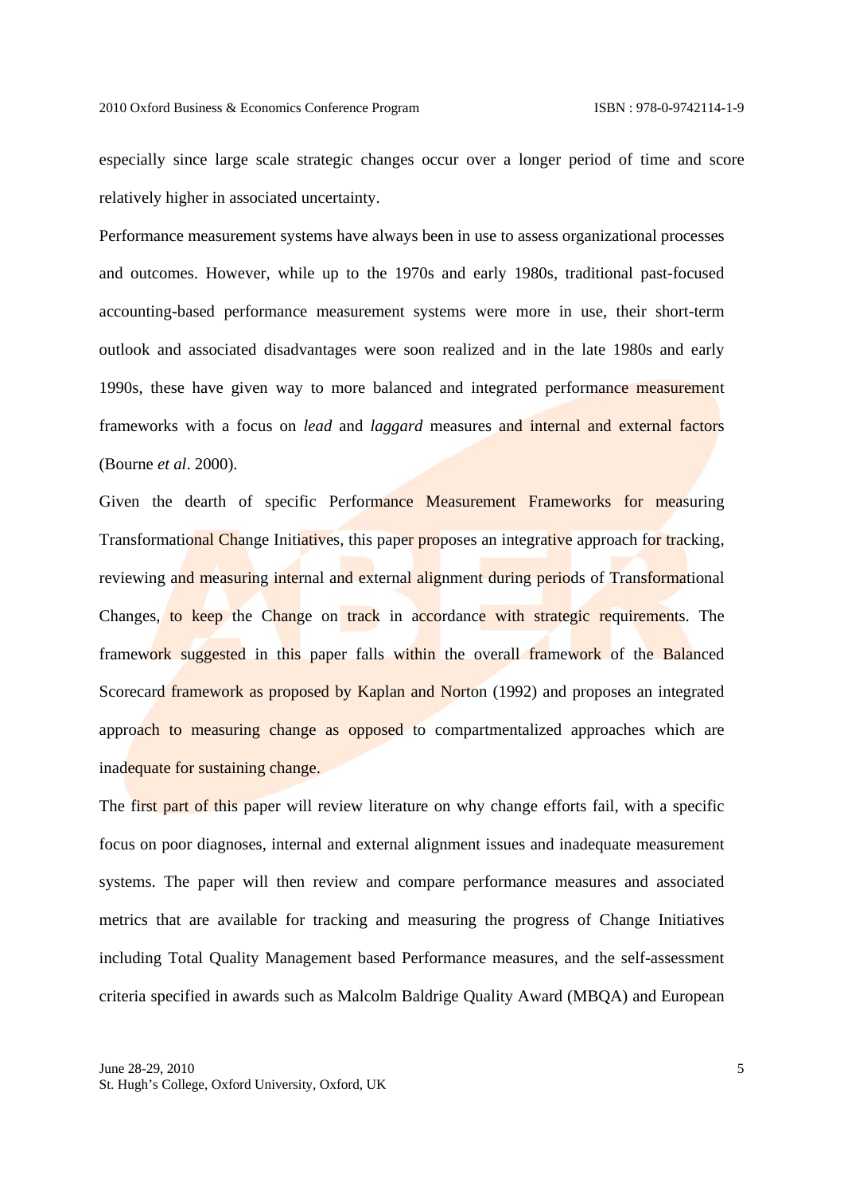especially since large scale strategic changes occur over a longer period of time and score relatively higher in associated uncertainty.

Performance measurement systems have always been in use to assess organizational processes and outcomes. However, while up to the 1970s and early 1980s, traditional past-focused accounting-based performance measurement systems were more in use, their short-term outlook and associated disadvantages were soon realized and in the late 1980s and early 1990s, these have given way to more balanced and integrated performance measurement frameworks with a focus on *lead* and *laggard* measures and internal and external factors (Bourne *et al*. 2000).

Given the dearth of specific Performance Measurement Frameworks for measuring Transformational Change Initiatives, this paper proposes an integrative approach for tracking, reviewing and measuring internal and external alignment during periods of Transformational Changes, to keep the Change on track in accordance with strategic requirements. The framework suggested in this paper falls within the overall framework of the Balanced Scorecard framework as proposed by Kaplan and Norton (1992) and proposes an integrated approach to measuring change as opposed to compartmentalized approaches which are inadequate for sustaining change.

The first part of this paper will review literature on why change efforts fail, with a specific focus on poor diagnoses, internal and external alignment issues and inadequate measurement systems. The paper will then review and compare performance measures and associated metrics that are available for tracking and measuring the progress of Change Initiatives including Total Quality Management based Performance measures, and the self-assessment criteria specified in awards such as Malcolm Baldrige Quality Award (MBQA) and European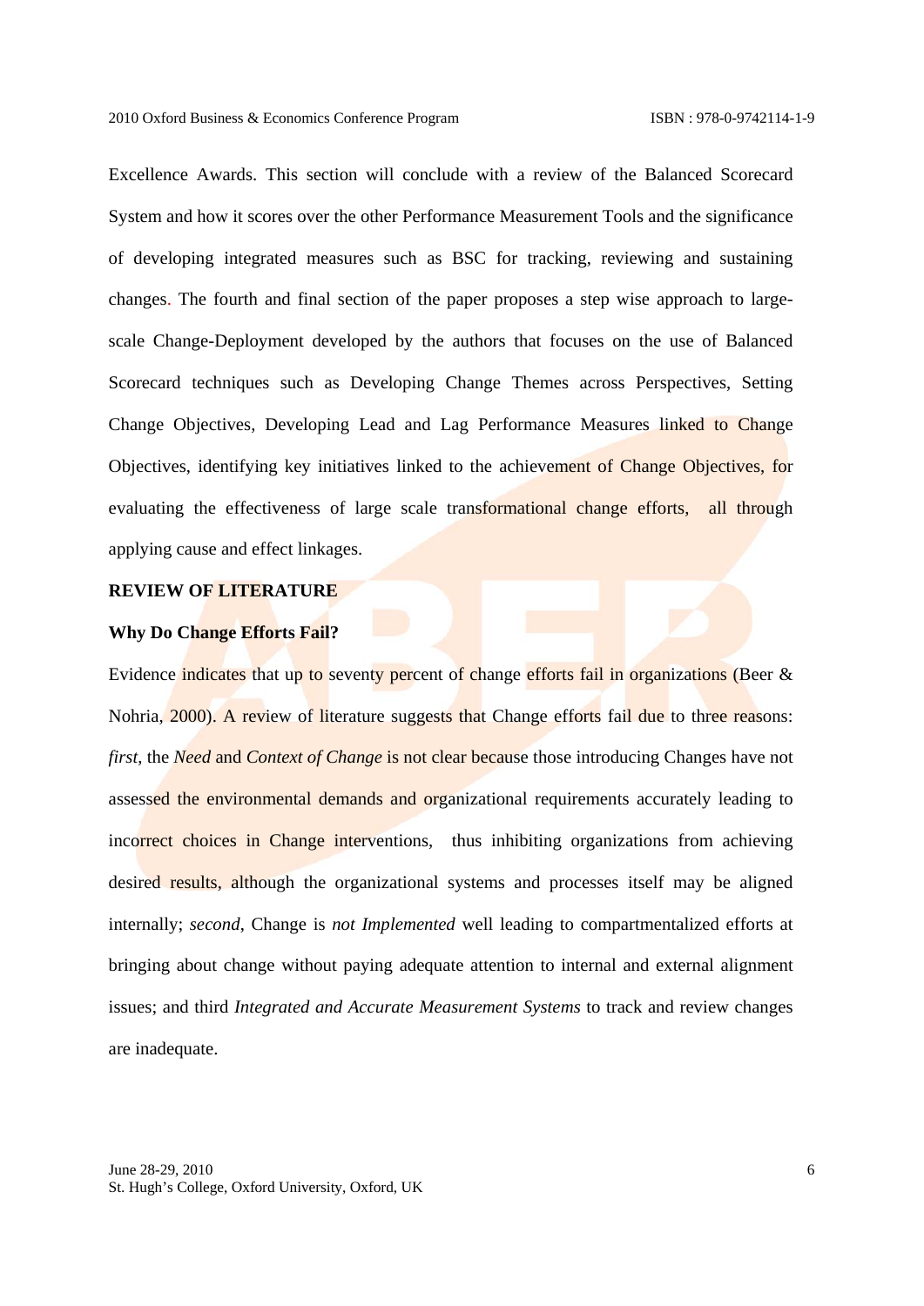Excellence Awards. This section will conclude with a review of the Balanced Scorecard System and how it scores over the other Performance Measurement Tools and the significance of developing integrated measures such as BSC for tracking, reviewing and sustaining changes. The fourth and final section of the paper proposes a step wise approach to large-scale Change-Deployment developed by the authors that focuses on the use of Balanced Scorecard techniques such as Developing Change Themes across Perspectives, Setting Change Objectives, Developing Lead and Lag Performance Measures linked to Change Objectives, identifying key initiatives linked to the achievement of Change Objectives, for evaluating the effectiveness of large scale transformational change efforts, all through applying cause and effect linkages.

## REVIEW OF LITERATURE

### Why Do Change Efforts Fail?

Evidence indicates that up to seventy percent of change efforts fail in organizations (Beer & Nohria, 2000). A review of literature suggests that Change efforts fail due to three reasons: *first*, the *Need* and *Context of Change* is not clear because those introducing Changes have not assessed the environmental demands and organizational requirements accurately leading to incorrect choices in Change interventions, thus inhibiting organizations from achieving desired results, although the organizational systems and processes itself may be aligned internally; *second*, Change is *not Implemented* well leading to compartmentalized efforts at bringing about change without paying adequate attention to internal and external alignment issues; and third *Integrated and Accurate Measurement Systems* to track and review changes are inadequate.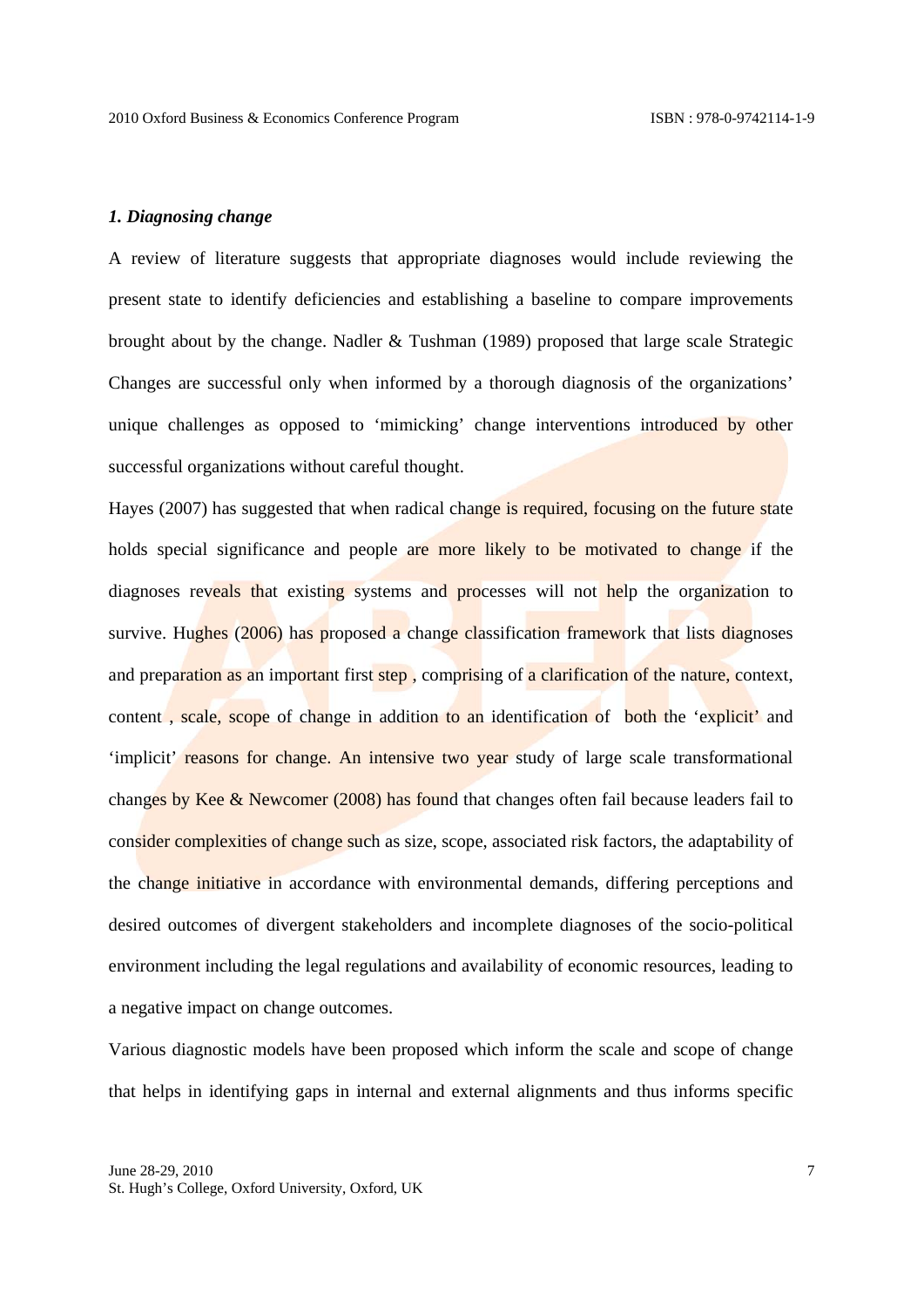### *1. Diagnosing change*

A review of literature suggests that appropriate diagnoses would include reviewing the present state to identify deficiencies and establishing a baseline to compare improvements brought about by the change. Nadler & Tushman (1989) proposed that large scale Strategic Changes are successful only when informed by a thorough diagnosis of the organizations' unique challenges as opposed to 'mimicking' change interventions introduced by other successful organizations without careful thought.

Hayes (2007) has suggested that when radical change is required, focusing on the future state holds special significance and people are more likely to be motivated to change if the diagnoses reveals that existing systems and processes will not help the organization to survive. Hughes (2006) has proposed a change classification framework that lists diagnoses and preparation as an important first step , comprising of a clarification of the nature, context, content , scale, scope of change in addition to an identification of both the 'explicit' and 'implicit' reasons for change. An intensive two year study of large scale transformational changes by Kee & Newcomer (2008) has found that changes often fail because leaders fail to consider complexities of change such as size, scope, associated risk factors, the adaptability of the change initiative in accordance with environmental demands, differing perceptions and desired outcomes of divergent stakeholders and incomplete diagnoses of the socio-political environment including the legal regulations and availability of economic resources, leading to a negative impact on change outcomes.

Various diagnostic models have been proposed which inform the scale and scope of change that helps in identifying gaps in internal and external alignments and thus informs specific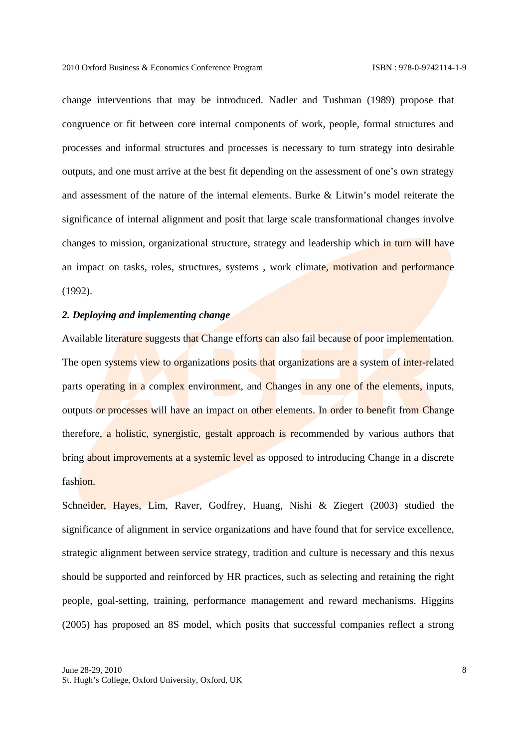change interventions that may be introduced. Nadler and Tushman (1989) propose that congruence or fit between core internal components of work, people, formal structures and processes and informal structures and processes is necessary to turn strategy into desirable outputs, and one must arrive at the best fit depending on the assessment of one's own strategy and assessment of the nature of the internal elements. Burke & Litwin's model reiterate the significance of internal alignment and posit that large scale transformational changes involve changes to mission, organizational structure, strategy and leadership which in turn will have an impact on tasks, roles, structures, systems , work climate, motivation and performance (1992).

***2. Deploying and implementing change***

Available literature suggests that Change efforts can also fail because of poor implementation. The open systems view to organizations posits that organizations are a system of inter-related parts operating in a complex environment, and Changes in any one of the elements, inputs, outputs or processes will have an impact on other elements. In order to benefit from Change therefore, a holistic, synergistic, gestalt approach is recommended by various authors that bring about improvements at a systemic level as opposed to introducing Change in a discrete fashion.

Schneider, Hayes, Lim, Raver, Godfrey, Huang, Nishi & Ziegert (2003) studied the significance of alignment in service organizations and have found that for service excellence, strategic alignment between service strategy, tradition and culture is necessary and this nexus should be supported and reinforced by HR practices, such as selecting and retaining the right people, goal-setting, training, performance management and reward mechanisms. Higgins (2005) has proposed an 8S model, which posits that successful companies reflect a strong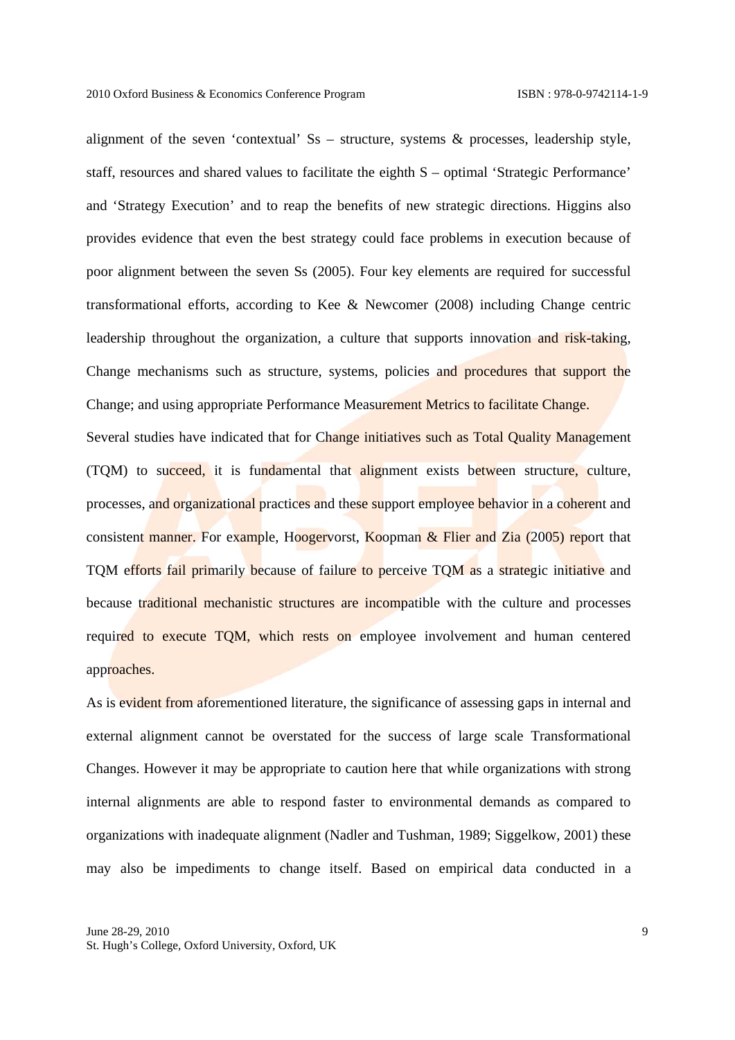alignment of the seven 'contextual' Ss – structure, systems & processes, leadership style, staff, resources and shared values to facilitate the eighth S – optimal 'Strategic Performance' and 'Strategy Execution' and to reap the benefits of new strategic directions. Higgins also provides evidence that even the best strategy could face problems in execution because of poor alignment between the seven Ss (2005). Four key elements are required for successful transformational efforts, according to Kee & Newcomer (2008) including Change centric leadership throughout the organization, a culture that supports innovation and risk-taking, Change mechanisms such as structure, systems, policies and procedures that support the Change; and using appropriate Performance Measurement Metrics to facilitate Change.

Several studies have indicated that for Change initiatives such as Total Quality Management (TQM) to succeed, it is fundamental that alignment exists between structure, culture, processes, and organizational practices and these support employee behavior in a coherent and consistent manner. For example, Hoogervorst, Koopman & Flier and Zia (2005) report that TQM efforts fail primarily because of failure to perceive TQM as a strategic initiative and because traditional mechanistic structures are incompatible with the culture and processes required to execute TQM, which rests on employee involvement and human centered approaches.

As is evident from aforementioned literature, the significance of assessing gaps in internal and external alignment cannot be overstated for the success of large scale Transformational Changes. However it may be appropriate to caution here that while organizations with strong internal alignments are able to respond faster to environmental demands as compared to organizations with inadequate alignment (Nadler and Tushman, 1989; Siggelkow, 2001) these may also be impediments to change itself. Based on empirical data conducted in a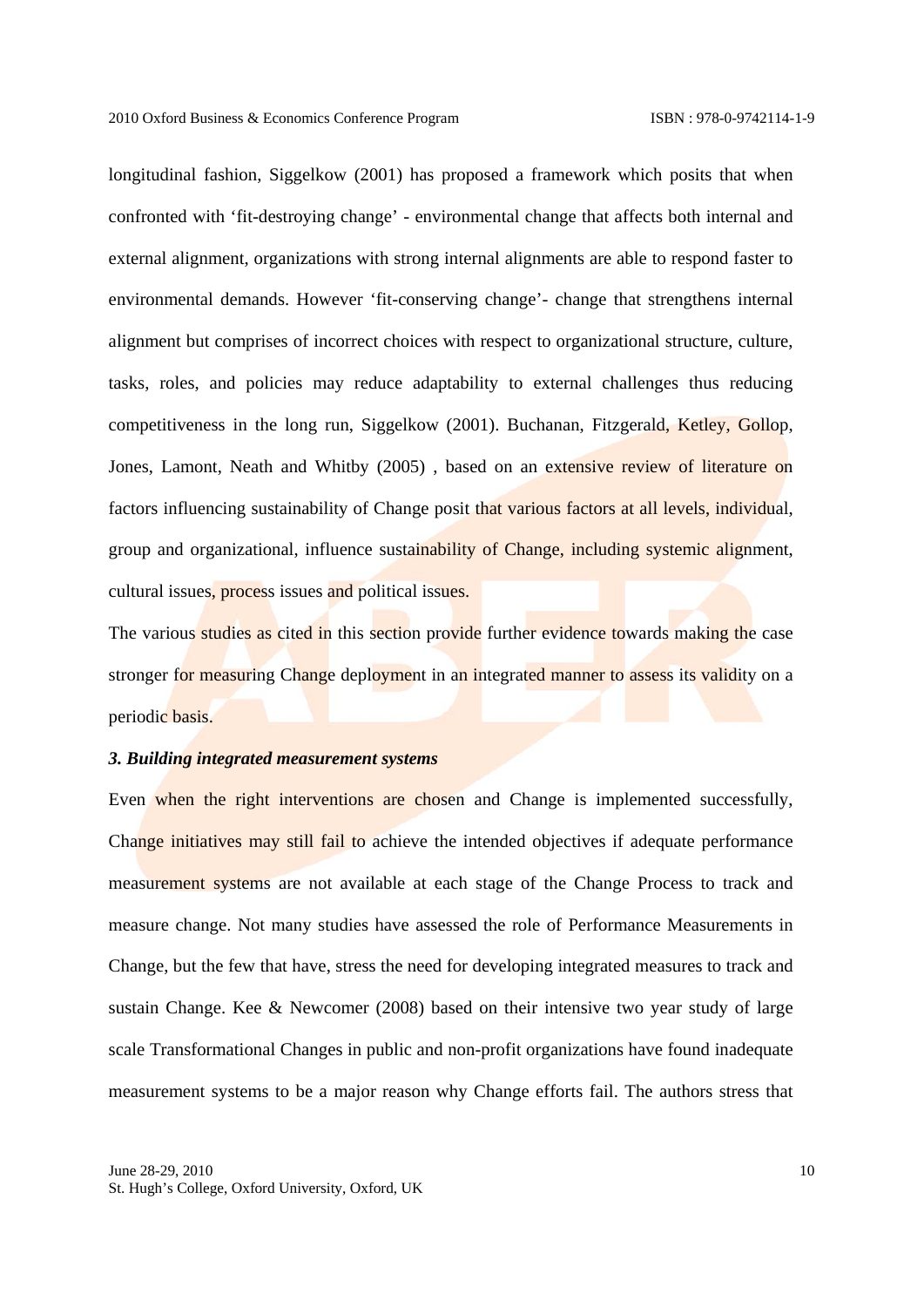longitudinal fashion, Siggelkow (2001) has proposed a framework which posits that when confronted with 'fit-destroying change' - environmental change that affects both internal and external alignment, organizations with strong internal alignments are able to respond faster to environmental demands. However 'fit-conserving change'- change that strengthens internal alignment but comprises of incorrect choices with respect to organizational structure, culture, tasks, roles, and policies may reduce adaptability to external challenges thus reducing competitiveness in the long run, Siggelkow (2001). Buchanan, Fitzgerald, Ketley, Gollop, Jones, Lamont, Neath and Whitby (2005) , based on an extensive review of literature on factors influencing sustainability of Change posit that various factors at all levels, individual, group and organizational, influence sustainability of Change, including systemic alignment, cultural issues, process issues and political issues.

The various studies as cited in this section provide further evidence towards making the case stronger for measuring Change deployment in an integrated manner to assess its validity on a periodic basis.

### *3. Building integrated measurement systems*

Even when the right interventions are chosen and Change is implemented successfully, Change initiatives may still fail to achieve the intended objectives if adequate performance measurement systems are not available at each stage of the Change Process to track and measure change. Not many studies have assessed the role of Performance Measurements in Change, but the few that have, stress the need for developing integrated measures to track and sustain Change. Kee & Newcomer (2008) based on their intensive two year study of large scale Transformational Changes in public and non-profit organizations have found inadequate measurement systems to be a major reason why Change efforts fail. The authors stress that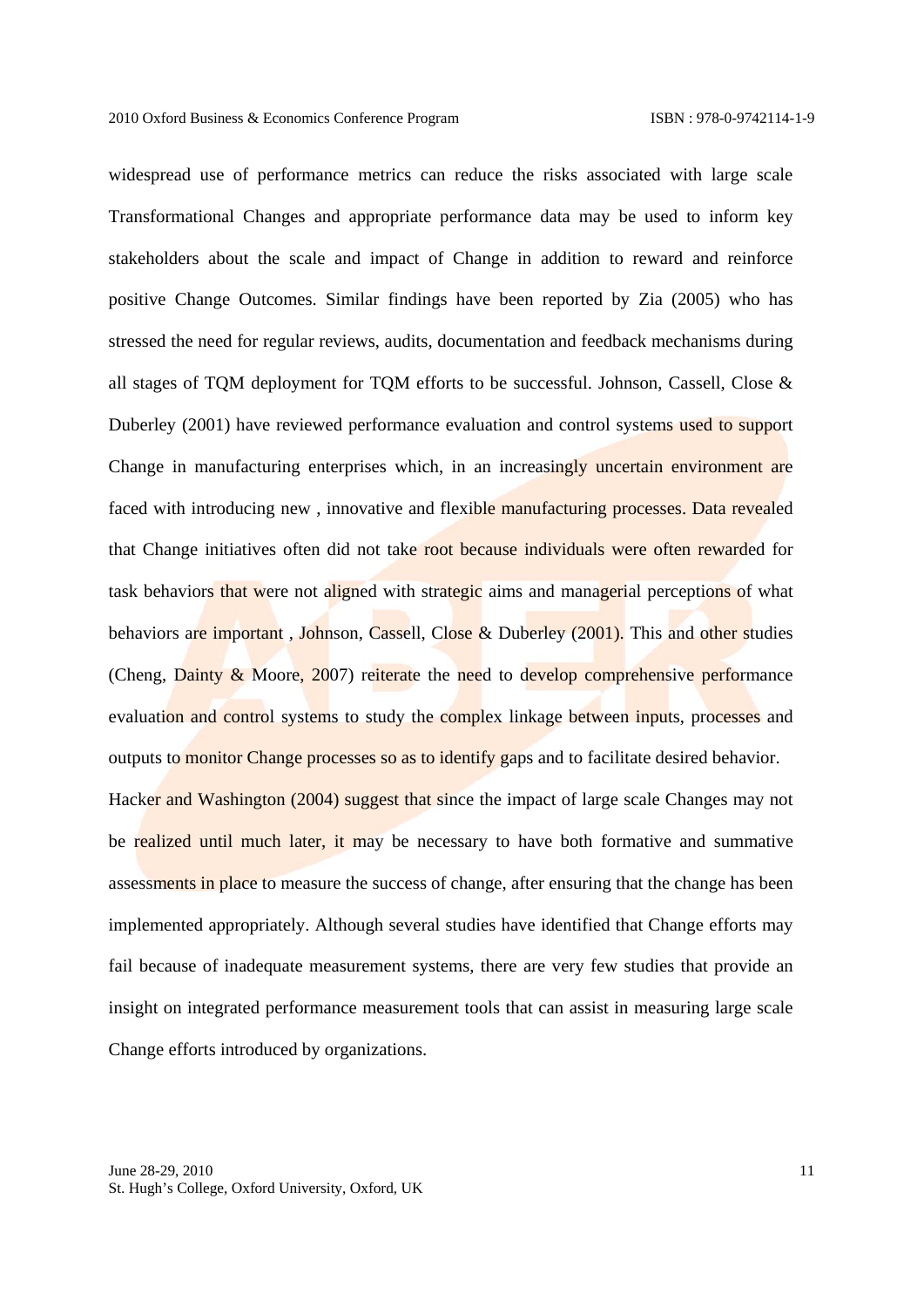widespread use of performance metrics can reduce the risks associated with large scale Transformational Changes and appropriate performance data may be used to inform key stakeholders about the scale and impact of Change in addition to reward and reinforce positive Change Outcomes. Similar findings have been reported by Zia (2005) who has stressed the need for regular reviews, audits, documentation and feedback mechanisms during all stages of TQM deployment for TQM efforts to be successful. Johnson, Cassell, Close & Duberley (2001) have reviewed performance evaluation and control systems used to support Change in manufacturing enterprises which, in an increasingly uncertain environment are faced with introducing new , innovative and flexible manufacturing processes. Data revealed that Change initiatives often did not take root because individuals were often rewarded for task behaviors that were not aligned with strategic aims and managerial perceptions of what behaviors are important , Johnson, Cassell, Close & Duberley (2001). This and other studies (Cheng, Dainty & Moore, 2007) reiterate the need to develop comprehensive performance evaluation and control systems to study the complex linkage between inputs, processes and outputs to monitor Change processes so as to identify gaps and to facilitate desired behavior.

Hacker and Washington (2004) suggest that since the impact of large scale Changes may not be realized until much later, it may be necessary to have both formative and summative assessments in place to measure the success of change, after ensuring that the change has been implemented appropriately. Although several studies have identified that Change efforts may fail because of inadequate measurement systems, there are very few studies that provide an insight on integrated performance measurement tools that can assist in measuring large scale Change efforts introduced by organizations.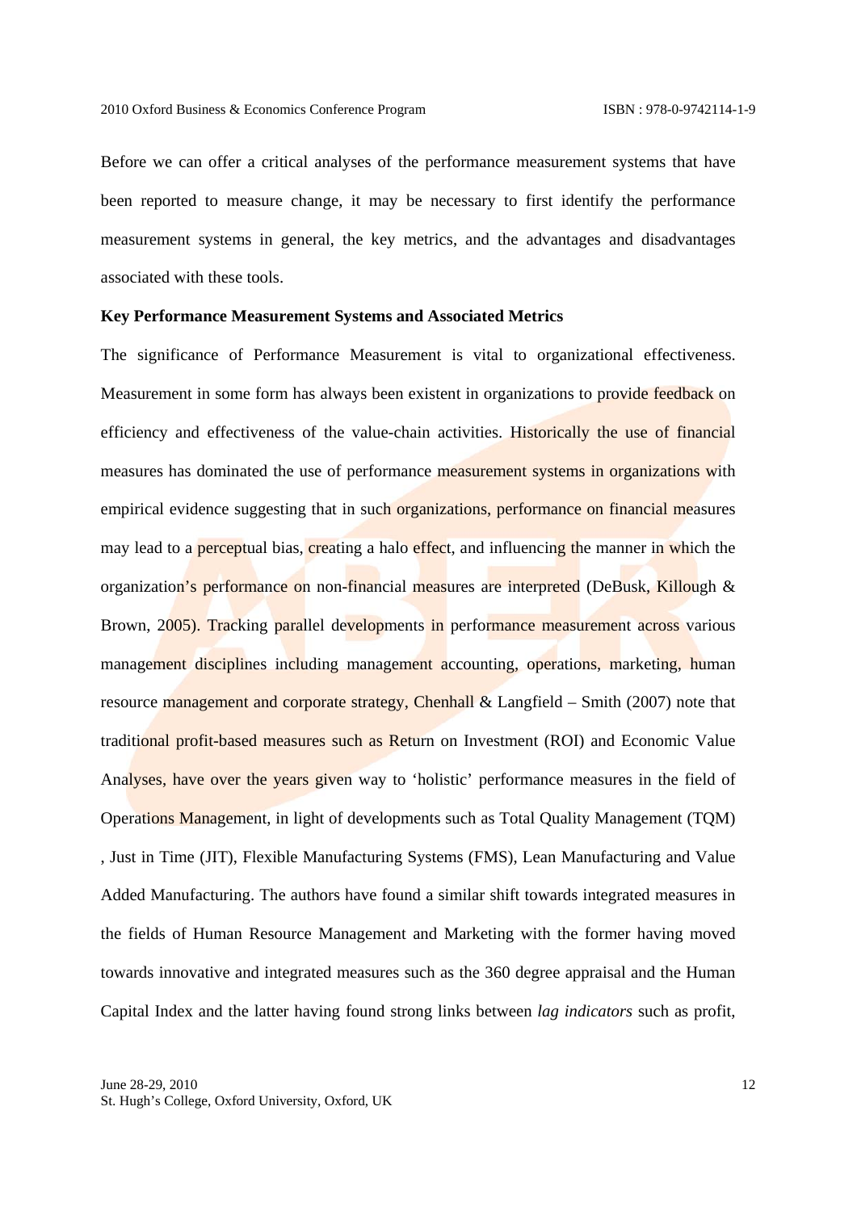Before we can offer a critical analyses of the performance measurement systems that have been reported to measure change, it may be necessary to first identify the performance measurement systems in general, the key metrics, and the advantages and disadvantages associated with these tools.

**Key Performance Measurement Systems and Associated Metrics**

The significance of Performance Measurement is vital to organizational effectiveness. Measurement in some form has always been existent in organizations to provide feedback on efficiency and effectiveness of the value-chain activities. Historically the use of financial measures has dominated the use of performance measurement systems in organizations with empirical evidence suggesting that in such organizations, performance on financial measures may lead to a perceptual bias, creating a halo effect, and influencing the manner in which the organization's performance on non-financial measures are interpreted (DeBusk, Killough & Brown, 2005). Tracking parallel developments in performance measurement across various management disciplines including management accounting, operations, marketing, human resource management and corporate strategy, Chenhall & Langfield – Smith (2007) note that traditional profit-based measures such as Return on Investment (ROI) and Economic Value Analyses, have over the years given way to 'holistic' performance measures in the field of Operations Management, in light of developments such as Total Quality Management (TQM) , Just in Time (JIT), Flexible Manufacturing Systems (FMS), Lean Manufacturing and Value Added Manufacturing. The authors have found a similar shift towards integrated measures in the fields of Human Resource Management and Marketing with the former having moved towards innovative and integrated measures such as the 360 degree appraisal and the Human Capital Index and the latter having found strong links between *lag indicators* such as profit,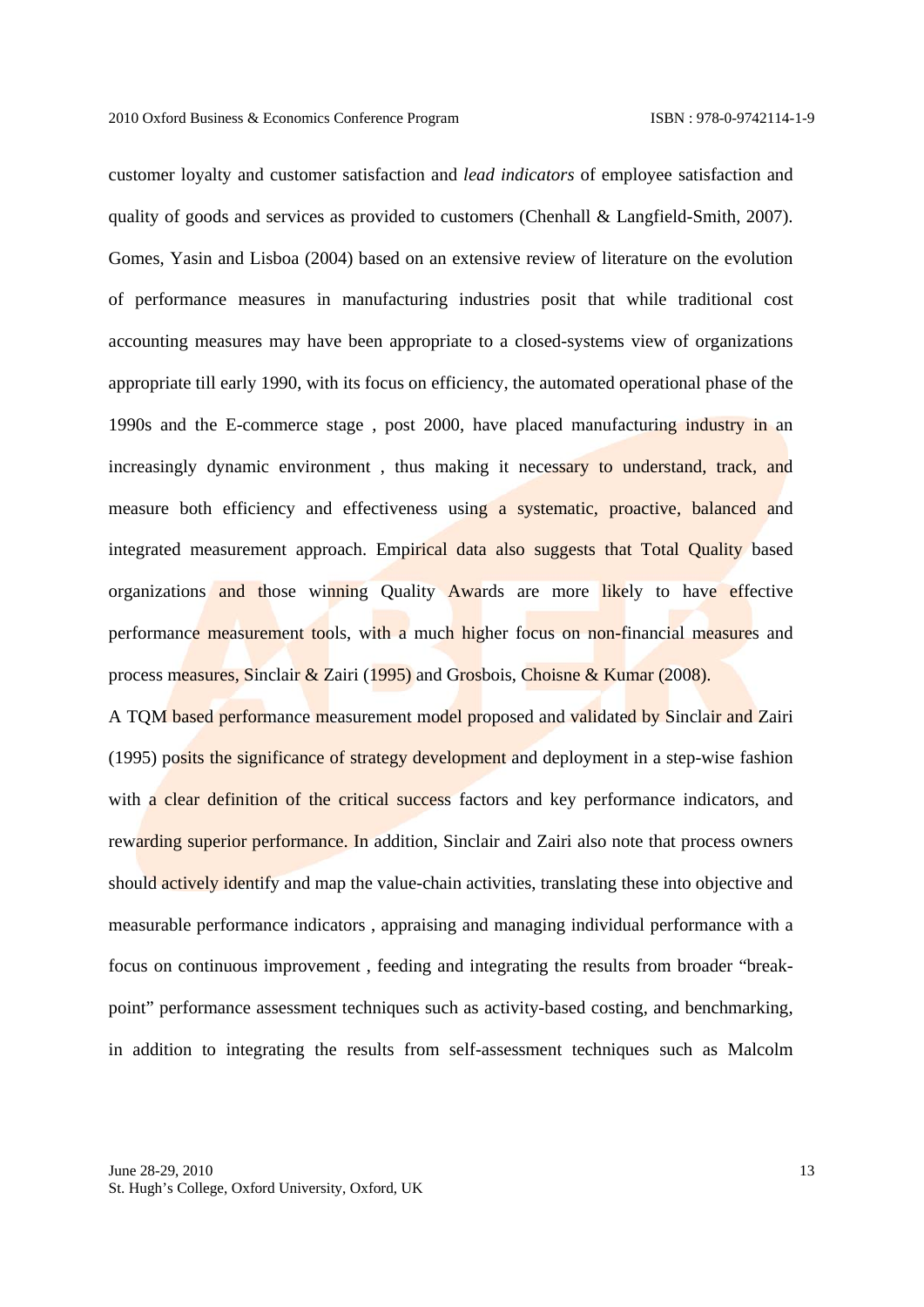customer loyalty and customer satisfaction and *lead indicators* of employee satisfaction and quality of goods and services as provided to customers (Chenhall & Langfield-Smith, 2007). Gomes, Yasin and Lisboa (2004) based on an extensive review of literature on the evolution of performance measures in manufacturing industries posit that while traditional cost accounting measures may have been appropriate to a closed-systems view of organizations appropriate till early 1990, with its focus on efficiency, the automated operational phase of the 1990s and the E-commerce stage , post 2000, have placed manufacturing industry in an increasingly dynamic environment , thus making it necessary to understand, track, and measure both efficiency and effectiveness using a systematic, proactive, balanced and integrated measurement approach. Empirical data also suggests that Total Quality based organizations and those winning Quality Awards are more likely to have effective performance measurement tools, with a much higher focus on non-financial measures and process measures, Sinclair & Zairi (1995) and Grosbois, Choisne & Kumar (2008).

A TQM based performance measurement model proposed and validated by Sinclair and Zairi (1995) posits the significance of strategy development and deployment in a step-wise fashion with a clear definition of the critical success factors and key performance indicators, and rewarding superior performance. In addition, Sinclair and Zairi also note that process owners should actively identify and map the value-chain activities, translating these into objective and measurable performance indicators , appraising and managing individual performance with a focus on continuous improvement , feeding and integrating the results from broader "break-point" performance assessment techniques such as activity-based costing, and benchmarking, in addition to integrating the results from self-assessment techniques such as Malcolm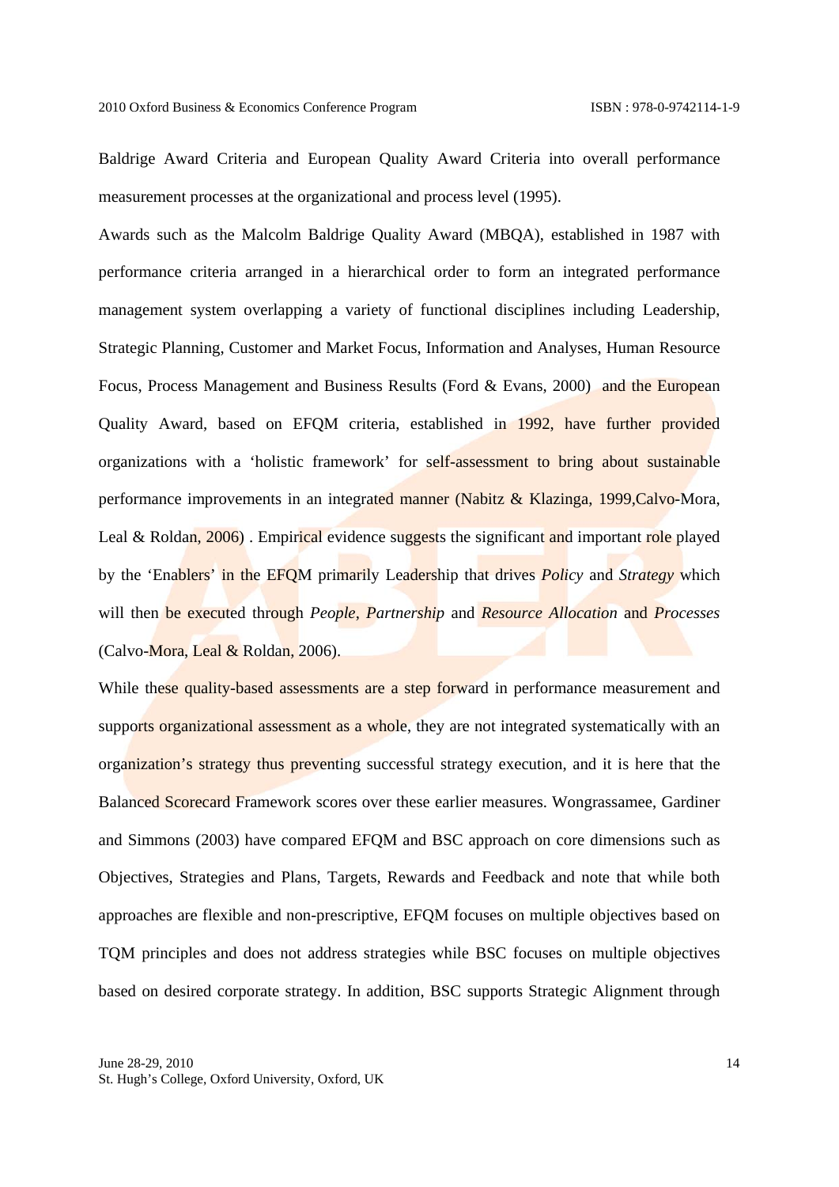Baldrige Award Criteria and European Quality Award Criteria into overall performance measurement processes at the organizational and process level (1995).

Awards such as the Malcolm Baldrige Quality Award (MBQA), established in 1987 with performance criteria arranged in a hierarchical order to form an integrated performance management system overlapping a variety of functional disciplines including Leadership, Strategic Planning, Customer and Market Focus, Information and Analyses, Human Resource Focus, Process Management and Business Results (Ford & Evans, 2000) and the European Quality Award, based on EFQM criteria, established in 1992, have further provided organizations with a 'holistic framework' for self-assessment to bring about sustainable performance improvements in an integrated manner (Nabitz & Klazinga, 1999,Calvo-Mora, Leal & Roldan, 2006) . Empirical evidence suggests the significant and important role played by the 'Enablers' in the EFQM primarily Leadership that drives *Policy* and *Strategy* which will then be executed through *People*, *Partnership* and *Resource Allocation* and *Processes* (Calvo-Mora, Leal & Roldan, 2006).

While these quality-based assessments are a step forward in performance measurement and supports organizational assessment as a whole, they are not integrated systematically with an organization's strategy thus preventing successful strategy execution, and it is here that the Balanced Scorecard Framework scores over these earlier measures. Wongrassamee, Gardiner and Simmons (2003) have compared EFQM and BSC approach on core dimensions such as Objectives, Strategies and Plans, Targets, Rewards and Feedback and note that while both approaches are flexible and non-prescriptive, EFQM focuses on multiple objectives based on TQM principles and does not address strategies while BSC focuses on multiple objectives based on desired corporate strategy. In addition, BSC supports Strategic Alignment through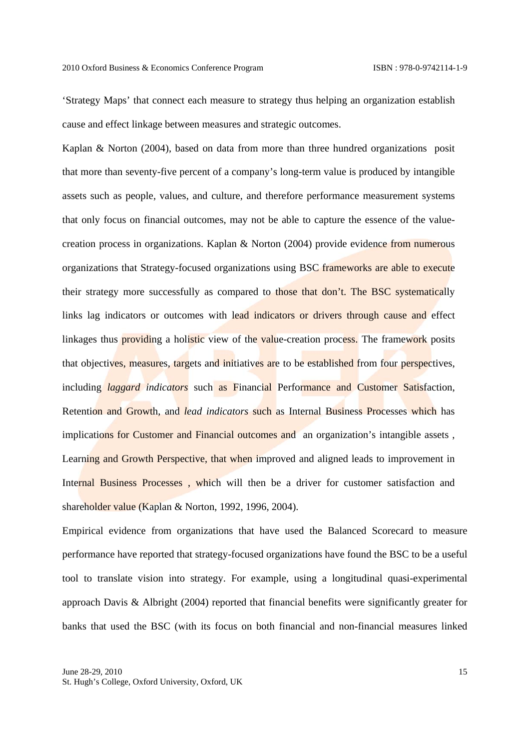'Strategy Maps' that connect each measure to strategy thus helping an organization establish cause and effect linkage between measures and strategic outcomes.

Kaplan & Norton (2004), based on data from more than three hundred organizations posit that more than seventy-five percent of a company's long-term value is produced by intangible assets such as people, values, and culture, and therefore performance measurement systems that only focus on financial outcomes, may not be able to capture the essence of the value-creation process in organizations. Kaplan & Norton (2004) provide evidence from numerous organizations that Strategy-focused organizations using BSC frameworks are able to execute their strategy more successfully as compared to those that don't. The BSC systematically links lag indicators or outcomes with lead indicators or drivers through cause and effect linkages thus providing a holistic view of the value-creation process. The framework posits that objectives, measures, targets and initiatives are to be established from four perspectives, including *laggard indicators* such as Financial Performance and Customer Satisfaction, Retention and Growth, and *lead indicators* such as Internal Business Processes which has implications for Customer and Financial outcomes and an organization's intangible assets , Learning and Growth Perspective, that when improved and aligned leads to improvement in Internal Business Processes , which will then be a driver for customer satisfaction and shareholder value (Kaplan & Norton, 1992, 1996, 2004).

Empirical evidence from organizations that have used the Balanced Scorecard to measure performance have reported that strategy-focused organizations have found the BSC to be a useful tool to translate vision into strategy. For example, using a longitudinal quasi-experimental approach Davis & Albright (2004) reported that financial benefits were significantly greater for banks that used the BSC (with its focus on both financial and non-financial measures linked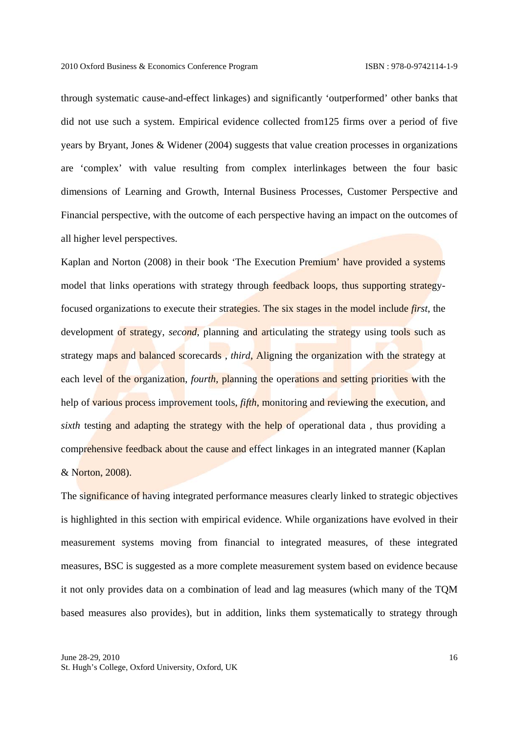through systematic cause-and-effect linkages) and significantly 'outperformed' other banks that did not use such a system. Empirical evidence collected from125 firms over a period of five years by Bryant, Jones & Widener (2004) suggests that value creation processes in organizations are 'complex' with value resulting from complex interlinkages between the four basic dimensions of Learning and Growth, Internal Business Processes, Customer Perspective and Financial perspective, with the outcome of each perspective having an impact on the outcomes of all higher level perspectives.

Kaplan and Norton (2008) in their book 'The Execution Premium' have provided a systems model that links operations with strategy through feedback loops, thus supporting strategy-focused organizations to execute their strategies. The six stages in the model include *first*, the development of strategy, *second*, planning and articulating the strategy using tools such as strategy maps and balanced scorecards , *third*, Aligning the organization with the strategy at each level of the organization, *fourth*, planning the operations and setting priorities with the help of various process improvement tools, *fifth*, monitoring and reviewing the execution, and *sixth* testing and adapting the strategy with the help of operational data , thus providing a comprehensive feedback about the cause and effect linkages in an integrated manner (Kaplan & Norton, 2008).

The significance of having integrated performance measures clearly linked to strategic objectives is highlighted in this section with empirical evidence. While organizations have evolved in their measurement systems moving from financial to integrated measures, of these integrated measures, BSC is suggested as a more complete measurement system based on evidence because it not only provides data on a combination of lead and lag measures (which many of the TQM based measures also provides), but in addition, links them systematically to strategy through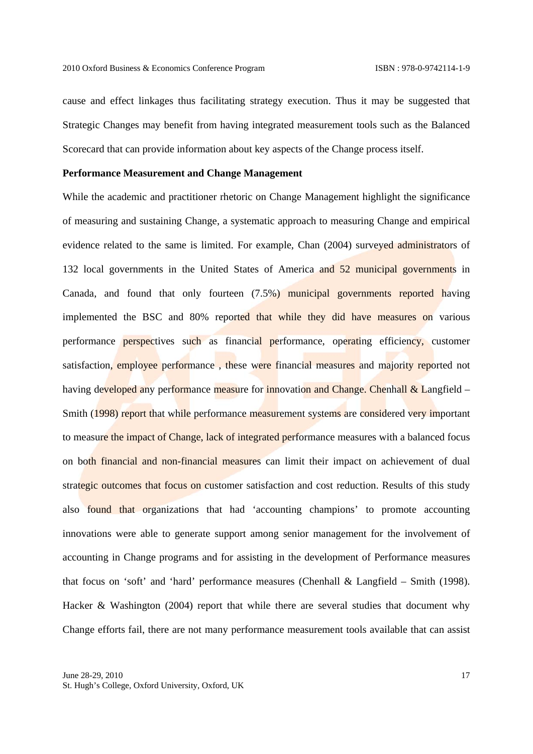cause and effect linkages thus facilitating strategy execution. Thus it may be suggested that Strategic Changes may benefit from having integrated measurement tools such as the Balanced Scorecard that can provide information about key aspects of the Change process itself.

**Performance Measurement and Change Management**

While the academic and practitioner rhetoric on Change Management highlight the significance of measuring and sustaining Change, a systematic approach to measuring Change and empirical evidence related to the same is limited. For example, Chan (2004) surveyed administrators of 132 local governments in the United States of America and 52 municipal governments in Canada, and found that only fourteen (7.5%) municipal governments reported having implemented the BSC and 80% reported that while they did have measures on various performance perspectives such as financial performance, operating efficiency, customer satisfaction, employee performance , these were financial measures and majority reported not having developed any performance measure for innovation and Change. Chenhall & Langfield – Smith (1998) report that while performance measurement systems are considered very important to measure the impact of Change, lack of integrated performance measures with a balanced focus on both financial and non-financial measures can limit their impact on achievement of dual strategic outcomes that focus on customer satisfaction and cost reduction. Results of this study also found that organizations that had 'accounting champions' to promote accounting innovations were able to generate support among senior management for the involvement of accounting in Change programs and for assisting in the development of Performance measures that focus on 'soft' and 'hard' performance measures (Chenhall & Langfield – Smith (1998). Hacker & Washington (2004) report that while there are several studies that document why Change efforts fail, there are not many performance measurement tools available that can assist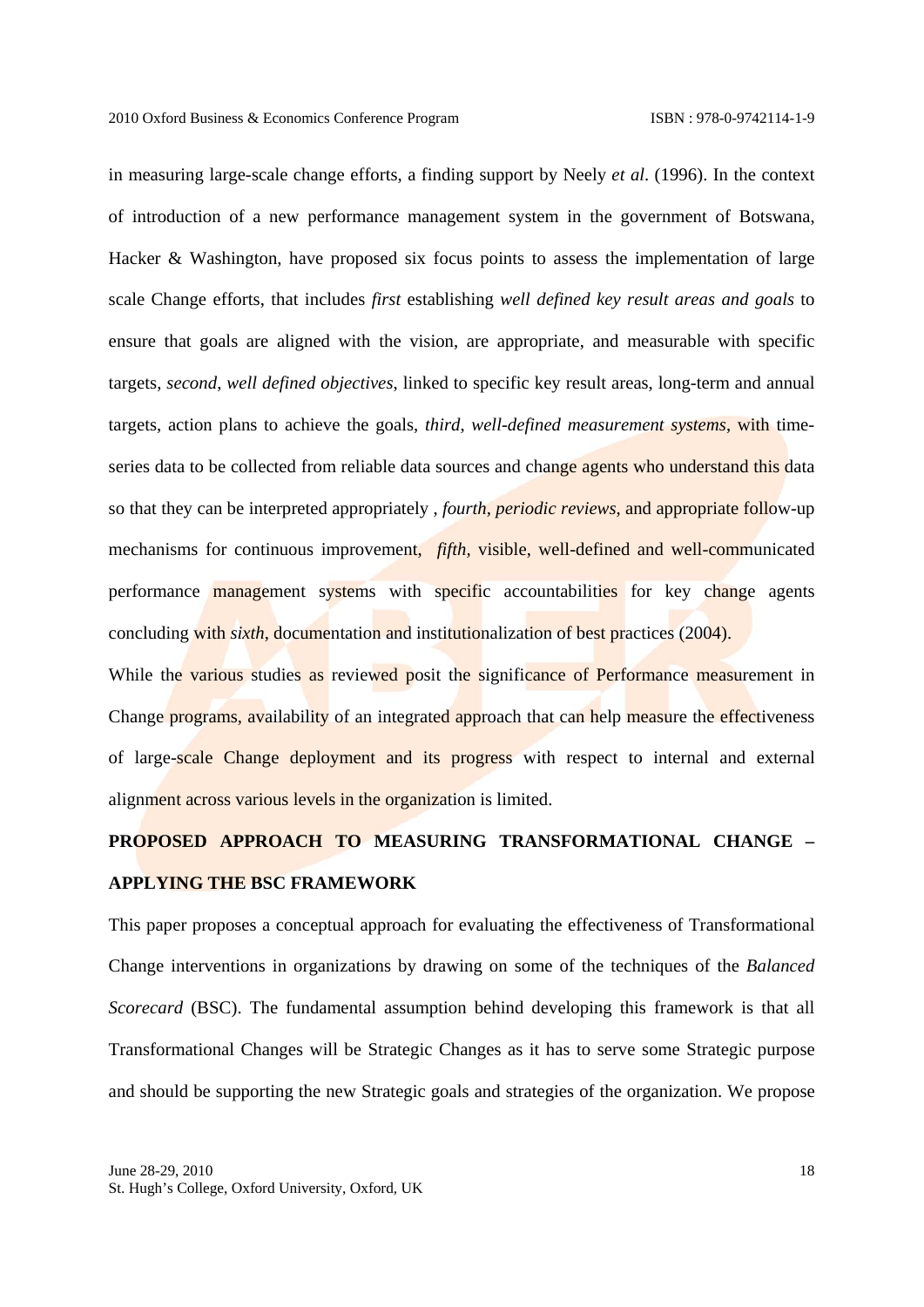in measuring large-scale change efforts, a finding support by Neely *et al*. (1996). In the context of introduction of a new performance management system in the government of Botswana, Hacker & Washington, have proposed six focus points to assess the implementation of large scale Change efforts, that includes *first* establishing *well defined key result areas and goals* to ensure that goals are aligned with the vision, are appropriate, and measurable with specific targets, *second, well defined objectives*, linked to specific key result areas, long-term and annual targets, action plans to achieve the goals, *third, well-defined measurement systems*, with time-series data to be collected from reliable data sources and change agents who understand this data so that they can be interpreted appropriately , *fourth, periodic reviews*, and appropriate follow-up mechanisms for continuous improvement, *fifth*, visible, well-defined and well-communicated performance management systems with specific accountabilities for key change agents concluding with *sixth*, documentation and institutionalization of best practices (2004).

While the various studies as reviewed posit the significance of Performance measurement in Change programs, availability of an integrated approach that can help measure the effectiveness of large-scale Change deployment and its progress with respect to internal and external alignment across various levels in the organization is limited.

## PROPOSED APPROACH TO MEASURING TRANSFORMATIONAL CHANGE – APPLYING THE BSC FRAMEWORK

This paper proposes a conceptual approach for evaluating the effectiveness of Transformational Change interventions in organizations by drawing on some of the techniques of the *Balanced Scorecard* (BSC). The fundamental assumption behind developing this framework is that all Transformational Changes will be Strategic Changes as it has to serve some Strategic purpose and should be supporting the new Strategic goals and strategies of the organization. We propose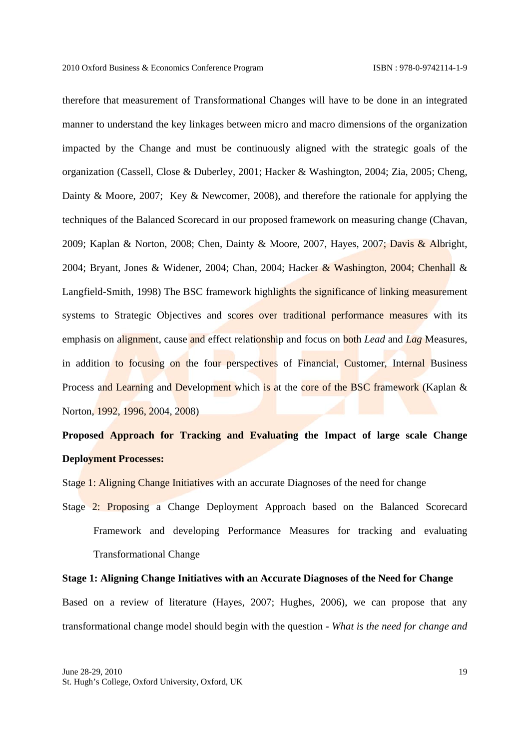therefore that measurement of Transformational Changes will have to be done in an integrated manner to understand the key linkages between micro and macro dimensions of the organization impacted by the Change and must be continuously aligned with the strategic goals of the organization (Cassell, Close & Duberley, 2001; Hacker & Washington, 2004; Zia, 2005; Cheng, Dainty & Moore, 2007; Key & Newcomer, 2008), and therefore the rationale for applying the techniques of the Balanced Scorecard in our proposed framework on measuring change (Chavan, 2009; Kaplan & Norton, 2008; Chen, Dainty & Moore, 2007, Hayes, 2007; Davis & Albright, 2004; Bryant, Jones & Widener, 2004; Chan, 2004; Hacker & Washington, 2004; Chenhall & Langfield-Smith, 1998) The BSC framework highlights the significance of linking measurement systems to Strategic Objectives and scores over traditional performance measures with its emphasis on alignment, cause and effect relationship and focus on both *Lead* and *Lag* Measures, in addition to focusing on the four perspectives of Financial, Customer, Internal Business Process and Learning and Development which is at the core of the BSC framework (Kaplan & Norton, 1992, 1996, 2004, 2008)

**Proposed Approach for Tracking and Evaluating the Impact of large scale Change Deployment Processes:**

Stage 1: Aligning Change Initiatives with an accurate Diagnoses of the need for change

Stage 2: Proposing a Change Deployment Approach based on the Balanced Scorecard Framework and developing Performance Measures for tracking and evaluating Transformational Change

**Stage 1: Aligning Change Initiatives with an Accurate Diagnoses of the Need for Change**

Based on a review of literature (Hayes, 2007; Hughes, 2006), we can propose that any transformational change model should begin with the question - *What is the need for change and*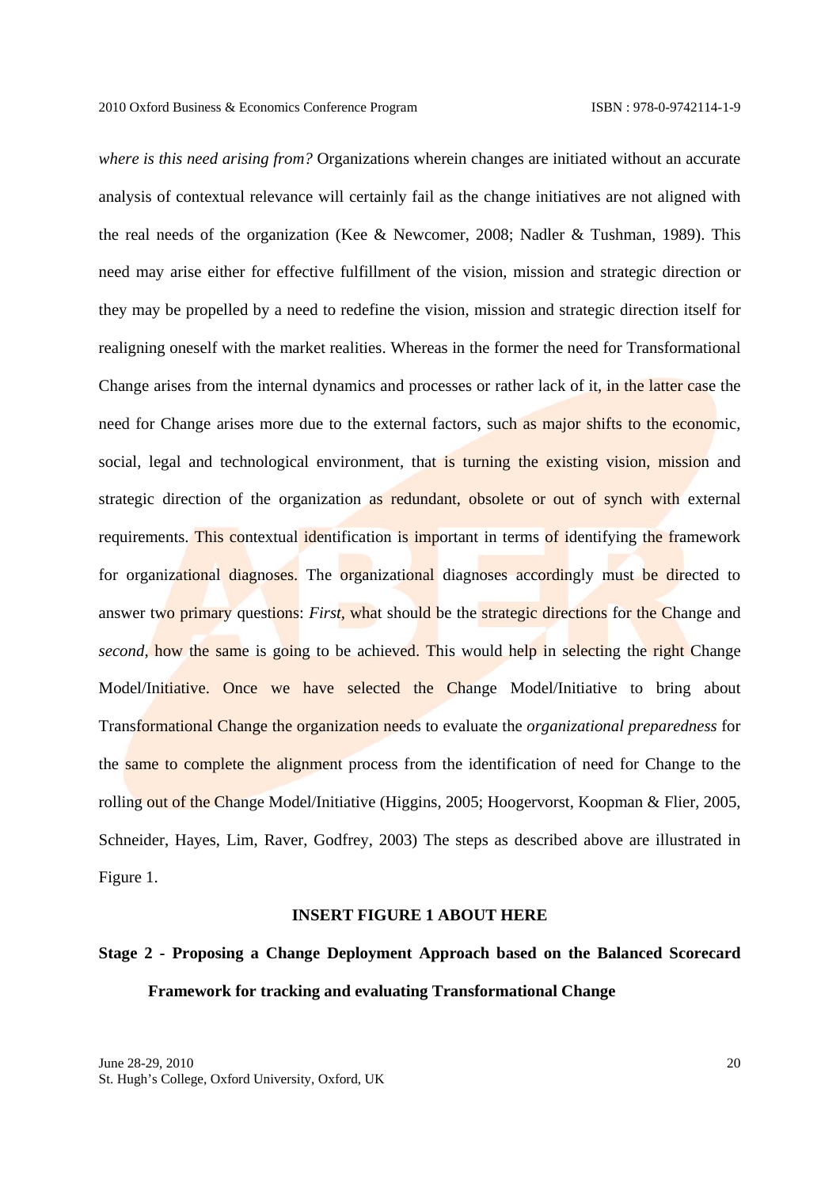*where is this need arising from?* Organizations wherein changes are initiated without an accurate analysis of contextual relevance will certainly fail as the change initiatives are not aligned with the real needs of the organization (Kee & Newcomer, 2008; Nadler & Tushman, 1989). This need may arise either for effective fulfillment of the vision, mission and strategic direction or they may be propelled by a need to redefine the vision, mission and strategic direction itself for realigning oneself with the market realities. Whereas in the former the need for Transformational Change arises from the internal dynamics and processes or rather lack of it, in the latter case the need for Change arises more due to the external factors, such as major shifts to the economic, social, legal and technological environment, that is turning the existing vision, mission and strategic direction of the organization as redundant, obsolete or out of synch with external requirements. This contextual identification is important in terms of identifying the framework for organizational diagnoses. The organizational diagnoses accordingly must be directed to answer two primary questions: *First*, what should be the strategic directions for the Change and *second*, how the same is going to be achieved. This would help in selecting the right Change Model/Initiative. Once we have selected the Change Model/Initiative to bring about Transformational Change the organization needs to evaluate the *organizational preparedness* for the same to complete the alignment process from the identification of need for Change to the rolling out of the Change Model/Initiative (Higgins, 2005; Hoogervorst, Koopman & Flier, 2005, Schneider, Hayes, Lim, Raver, Godfrey, 2003) The steps as described above are illustrated in Figure 1.

**INSERT FIGURE 1 ABOUT HERE**

**Stage 2 - Proposing a Change Deployment Approach based on the Balanced Scorecard Framework for tracking and evaluating Transformational Change**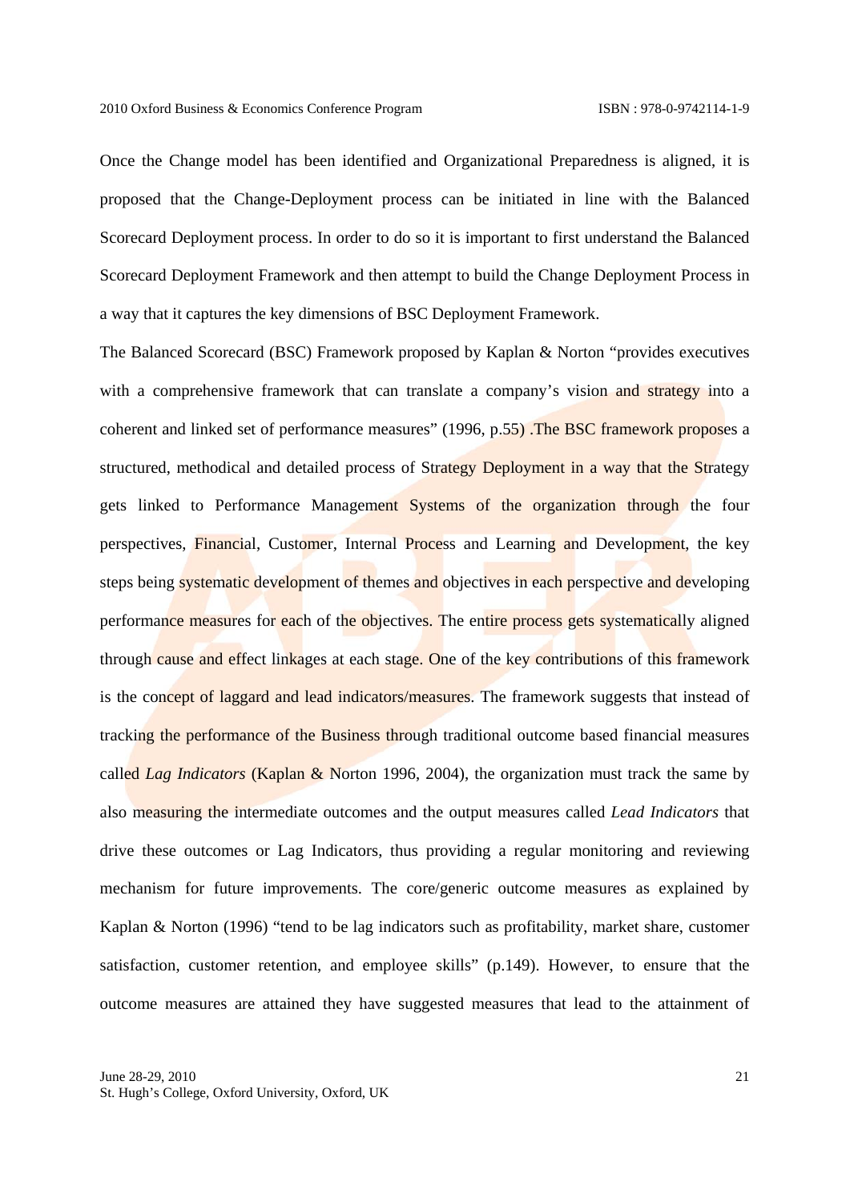Once the Change model has been identified and Organizational Preparedness is aligned, it is proposed that the Change-Deployment process can be initiated in line with the Balanced Scorecard Deployment process. In order to do so it is important to first understand the Balanced Scorecard Deployment Framework and then attempt to build the Change Deployment Process in a way that it captures the key dimensions of BSC Deployment Framework.

The Balanced Scorecard (BSC) Framework proposed by Kaplan & Norton "provides executives with a comprehensive framework that can translate a company's vision and strategy into a coherent and linked set of performance measures" (1996, p.55) .The BSC framework proposes a structured, methodical and detailed process of Strategy Deployment in a way that the Strategy gets linked to Performance Management Systems of the organization through the four perspectives, Financial, Customer, Internal Process and Learning and Development, the key steps being systematic development of themes and objectives in each perspective and developing performance measures for each of the objectives. The entire process gets systematically aligned through cause and effect linkages at each stage. One of the key contributions of this framework is the concept of laggard and lead indicators/measures. The framework suggests that instead of tracking the performance of the Business through traditional outcome based financial measures called *Lag Indicators* (Kaplan & Norton 1996, 2004), the organization must track the same by also measuring the intermediate outcomes and the output measures called *Lead Indicators* that drive these outcomes or Lag Indicators, thus providing a regular monitoring and reviewing mechanism for future improvements. The core/generic outcome measures as explained by Kaplan & Norton (1996) "tend to be lag indicators such as profitability, market share, customer satisfaction, customer retention, and employee skills" (p.149). However, to ensure that the outcome measures are attained they have suggested measures that lead to the attainment of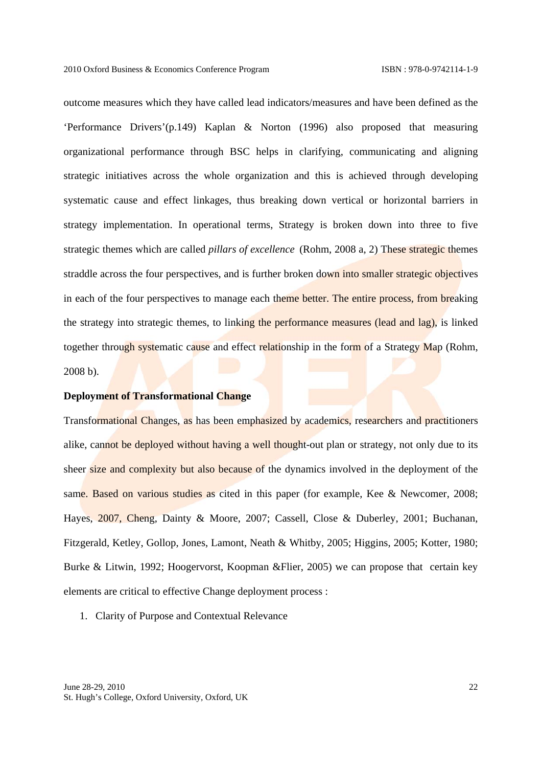outcome measures which they have called lead indicators/measures and have been defined as the 'Performance Drivers'(p.149) Kaplan & Norton (1996) also proposed that measuring organizational performance through BSC helps in clarifying, communicating and aligning strategic initiatives across the whole organization and this is achieved through developing systematic cause and effect linkages, thus breaking down vertical or horizontal barriers in strategy implementation. In operational terms, Strategy is broken down into three to five strategic themes which are called *pillars of excellence* (Rohm, 2008 a, 2) These strategic themes straddle across the four perspectives, and is further broken down into smaller strategic objectives in each of the four perspectives to manage each theme better. The entire process, from breaking the strategy into strategic themes, to linking the performance measures (lead and lag), is linked together through systematic cause and effect relationship in the form of a Strategy Map (Rohm, 2008 b).

**Deployment of Transformational Change**

Transformational Changes, as has been emphasized by academics, researchers and practitioners alike, cannot be deployed without having a well thought-out plan or strategy, not only due to its sheer size and complexity but also because of the dynamics involved in the deployment of the same. Based on various studies as cited in this paper (for example, Kee & Newcomer, 2008; Hayes, 2007, Cheng, Dainty & Moore, 2007; Cassell, Close & Duberley, 2001; Buchanan, Fitzgerald, Ketley, Gollop, Jones, Lamont, Neath & Whitby, 2005; Higgins, 2005; Kotter, 1980; Burke & Litwin, 1992; Hoogervorst, Koopman &Flier, 2005) we can propose that certain key elements are critical to effective Change deployment process :

1. Clarity of Purpose and Contextual Relevance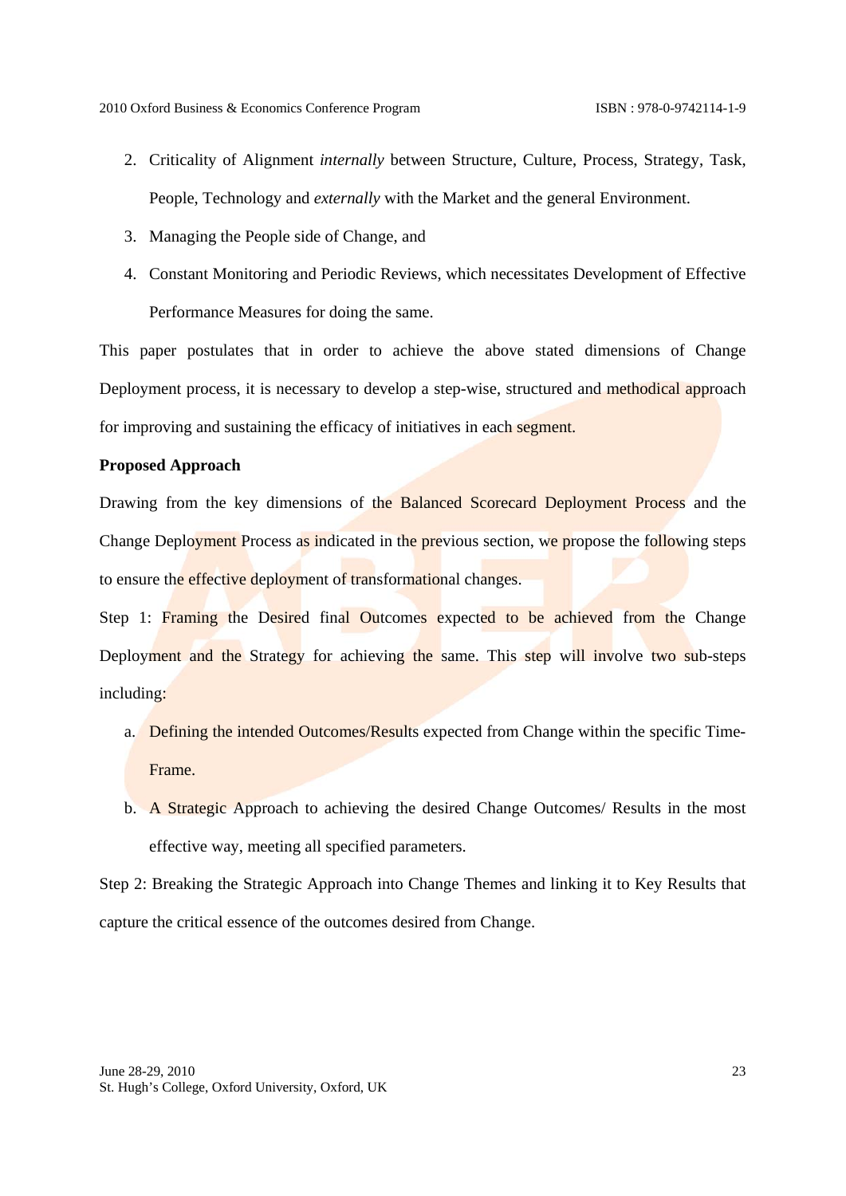2. Criticality of Alignment *internally* between Structure, Culture, Process, Strategy, Task, People, Technology and *externally* with the Market and the general Environment.
3. Managing the People side of Change, and
4. Constant Monitoring and Periodic Reviews, which necessitates Development of Effective Performance Measures for doing the same.

This paper postulates that in order to achieve the above stated dimensions of Change Deployment process, it is necessary to develop a step-wise, structured and methodical approach for improving and sustaining the efficacy of initiatives in each segment.

**Proposed Approach**

Drawing from the key dimensions of the Balanced Scorecard Deployment Process and the Change Deployment Process as indicated in the previous section, we propose the following steps to ensure the effective deployment of transformational changes.

Step 1: Framing the Desired final Outcomes expected to be achieved from the Change Deployment and the Strategy for achieving the same. This step will involve two sub-steps including:

a. Defining the intended Outcomes/Results expected from Change within the specific Time-Frame.
b. A Strategic Approach to achieving the desired Change Outcomes/ Results in the most effective way, meeting all specified parameters.

Step 2: Breaking the Strategic Approach into Change Themes and linking it to Key Results that capture the critical essence of the outcomes desired from Change.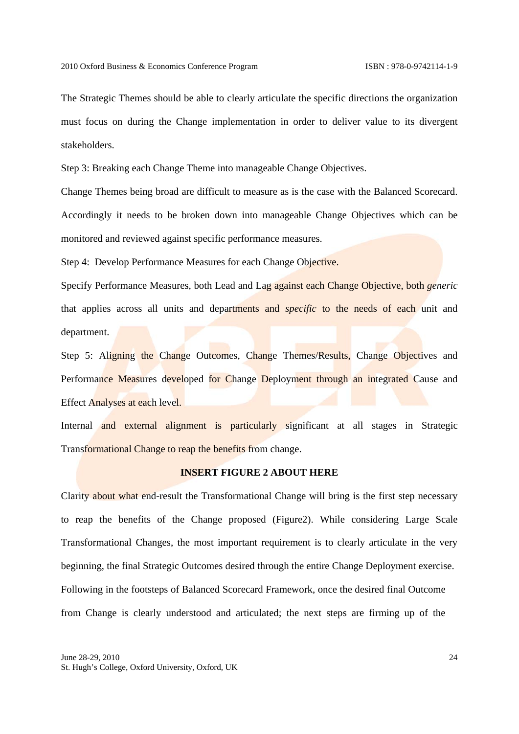The Strategic Themes should be able to clearly articulate the specific directions the organization must focus on during the Change implementation in order to deliver value to its divergent stakeholders.

Step 3: Breaking each Change Theme into manageable Change Objectives.

Change Themes being broad are difficult to measure as is the case with the Balanced Scorecard. Accordingly it needs to be broken down into manageable Change Objectives which can be monitored and reviewed against specific performance measures.

Step 4: Develop Performance Measures for each Change Objective.

Specify Performance Measures, both Lead and Lag against each Change Objective, both *generic* that applies across all units and departments and *specific* to the needs of each unit and department.

Step 5: Aligning the Change Outcomes, Change Themes/Results, Change Objectives and Performance Measures developed for Change Deployment through an integrated Cause and Effect Analyses at each level.

Internal and external alignment is particularly significant at all stages in Strategic Transformational Change to reap the benefits from change.

**INSERT FIGURE 2 ABOUT HERE**

Clarity about what end-result the Transformational Change will bring is the first step necessary to reap the benefits of the Change proposed (Figure2). While considering Large Scale Transformational Changes, the most important requirement is to clearly articulate in the very beginning, the final Strategic Outcomes desired through the entire Change Deployment exercise. Following in the footsteps of Balanced Scorecard Framework, once the desired final Outcome from Change is clearly understood and articulated; the next steps are firming up of the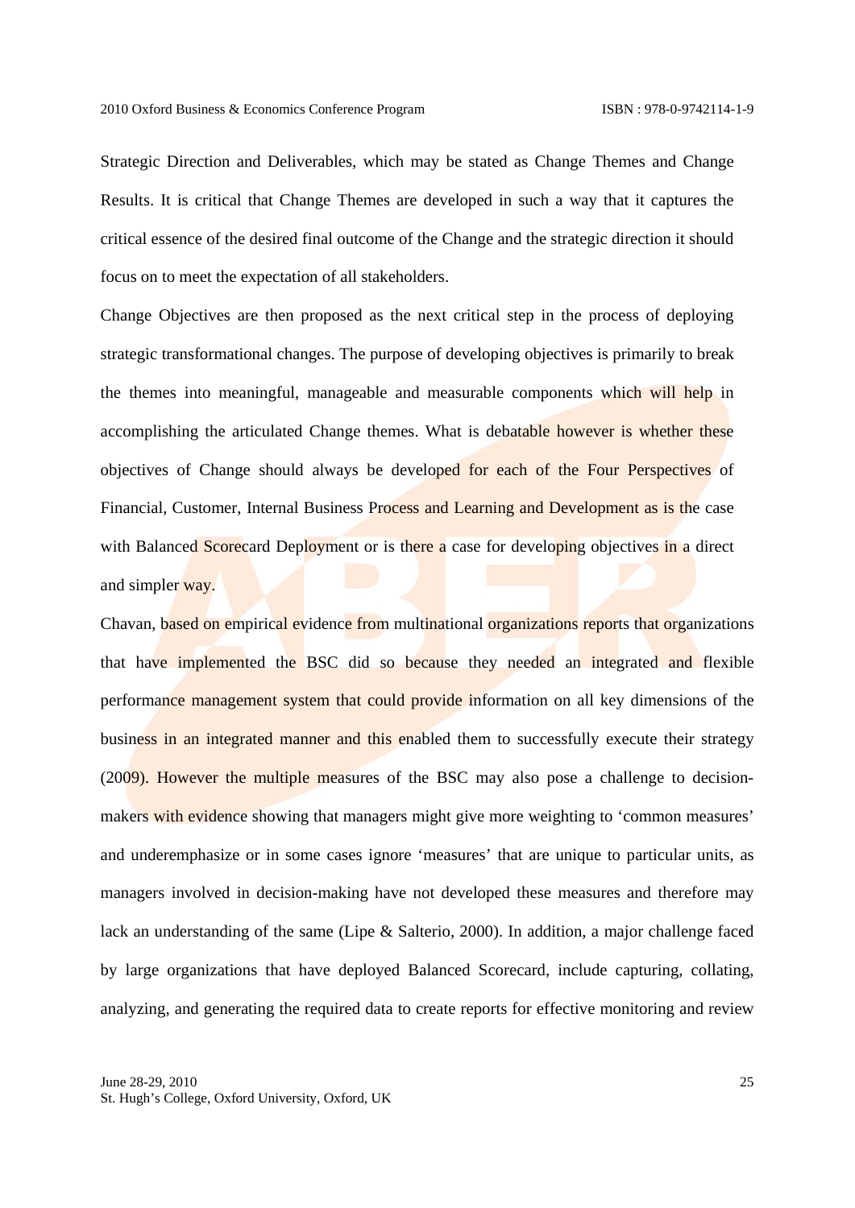Strategic Direction and Deliverables, which may be stated as Change Themes and Change Results. It is critical that Change Themes are developed in such a way that it captures the critical essence of the desired final outcome of the Change and the strategic direction it should focus on to meet the expectation of all stakeholders.

Change Objectives are then proposed as the next critical step in the process of deploying strategic transformational changes. The purpose of developing objectives is primarily to break the themes into meaningful, manageable and measurable components which will help in accomplishing the articulated Change themes. What is debatable however is whether these objectives of Change should always be developed for each of the Four Perspectives of Financial, Customer, Internal Business Process and Learning and Development as is the case with Balanced Scorecard Deployment or is there a case for developing objectives in a direct and simpler way.

Chavan, based on empirical evidence from multinational organizations reports that organizations that have implemented the BSC did so because they needed an integrated and flexible performance management system that could provide information on all key dimensions of the business in an integrated manner and this enabled them to successfully execute their strategy (2009). However the multiple measures of the BSC may also pose a challenge to decision-makers with evidence showing that managers might give more weighting to 'common measures' and underemphasize or in some cases ignore 'measures' that are unique to particular units, as managers involved in decision-making have not developed these measures and therefore may lack an understanding of the same (Lipe & Salterio, 2000). In addition, a major challenge faced by large organizations that have deployed Balanced Scorecard, include capturing, collating, analyzing, and generating the required data to create reports for effective monitoring and review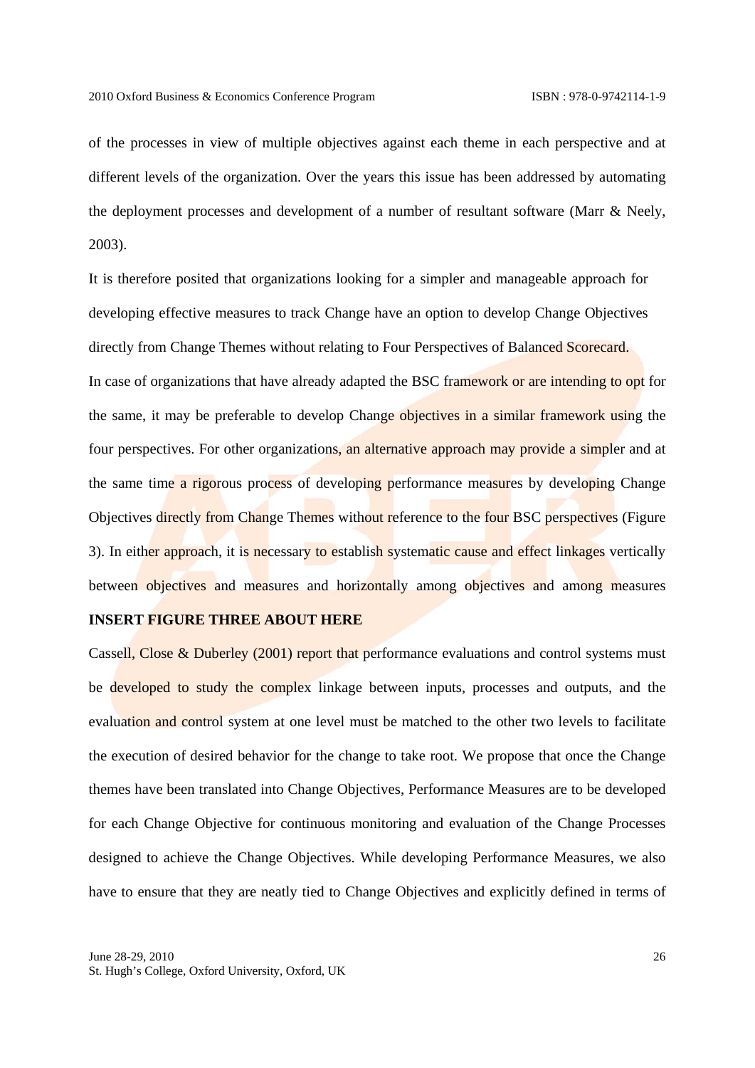of the processes in view of multiple objectives against each theme in each perspective and at different levels of the organization. Over the years this issue has been addressed by automating the deployment processes and development of a number of resultant software (Marr & Neely, 2003).

It is therefore posited that organizations looking for a simpler and manageable approach for developing effective measures to track Change have an option to develop Change Objectives directly from Change Themes without relating to Four Perspectives of Balanced Scorecard.

In case of organizations that have already adapted the BSC framework or are intending to opt for the same, it may be preferable to develop Change objectives in a similar framework using the four perspectives. For other organizations, an alternative approach may provide a simpler and at the same time a rigorous process of developing performance measures by developing Change Objectives directly from Change Themes without reference to the four BSC perspectives (Figure 3). In either approach, it is necessary to establish systematic cause and effect linkages vertically between objectives and measures and horizontally among objectives and among measures

**INSERT FIGURE THREE ABOUT HERE**

Cassell, Close & Duberley (2001) report that performance evaluations and control systems must be developed to study the complex linkage between inputs, processes and outputs, and the evaluation and control system at one level must be matched to the other two levels to facilitate the execution of desired behavior for the change to take root. We propose that once the Change themes have been translated into Change Objectives, Performance Measures are to be developed for each Change Objective for continuous monitoring and evaluation of the Change Processes designed to achieve the Change Objectives. While developing Performance Measures, we also have to ensure that they are neatly tied to Change Objectives and explicitly defined in terms of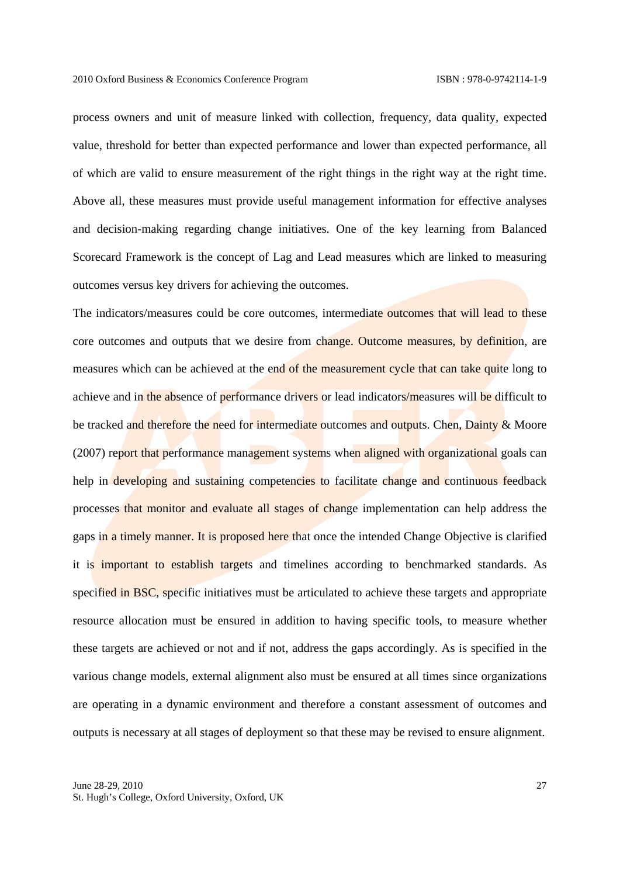process owners and unit of measure linked with collection, frequency, data quality, expected value, threshold for better than expected performance and lower than expected performance, all of which are valid to ensure measurement of the right things in the right way at the right time. Above all, these measures must provide useful management information for effective analyses and decision-making regarding change initiatives. One of the key learning from Balanced Scorecard Framework is the concept of Lag and Lead measures which are linked to measuring outcomes versus key drivers for achieving the outcomes.

The indicators/measures could be core outcomes, intermediate outcomes that will lead to these core outcomes and outputs that we desire from change. Outcome measures, by definition, are measures which can be achieved at the end of the measurement cycle that can take quite long to achieve and in the absence of performance drivers or lead indicators/measures will be difficult to be tracked and therefore the need for intermediate outcomes and outputs. Chen, Dainty & Moore (2007) report that performance management systems when aligned with organizational goals can help in developing and sustaining competencies to facilitate change and continuous feedback processes that monitor and evaluate all stages of change implementation can help address the gaps in a timely manner. It is proposed here that once the intended Change Objective is clarified it is important to establish targets and timelines according to benchmarked standards. As specified in BSC, specific initiatives must be articulated to achieve these targets and appropriate resource allocation must be ensured in addition to having specific tools, to measure whether these targets are achieved or not and if not, address the gaps accordingly. As is specified in the various change models, external alignment also must be ensured at all times since organizations are operating in a dynamic environment and therefore a constant assessment of outcomes and outputs is necessary at all stages of deployment so that these may be revised to ensure alignment.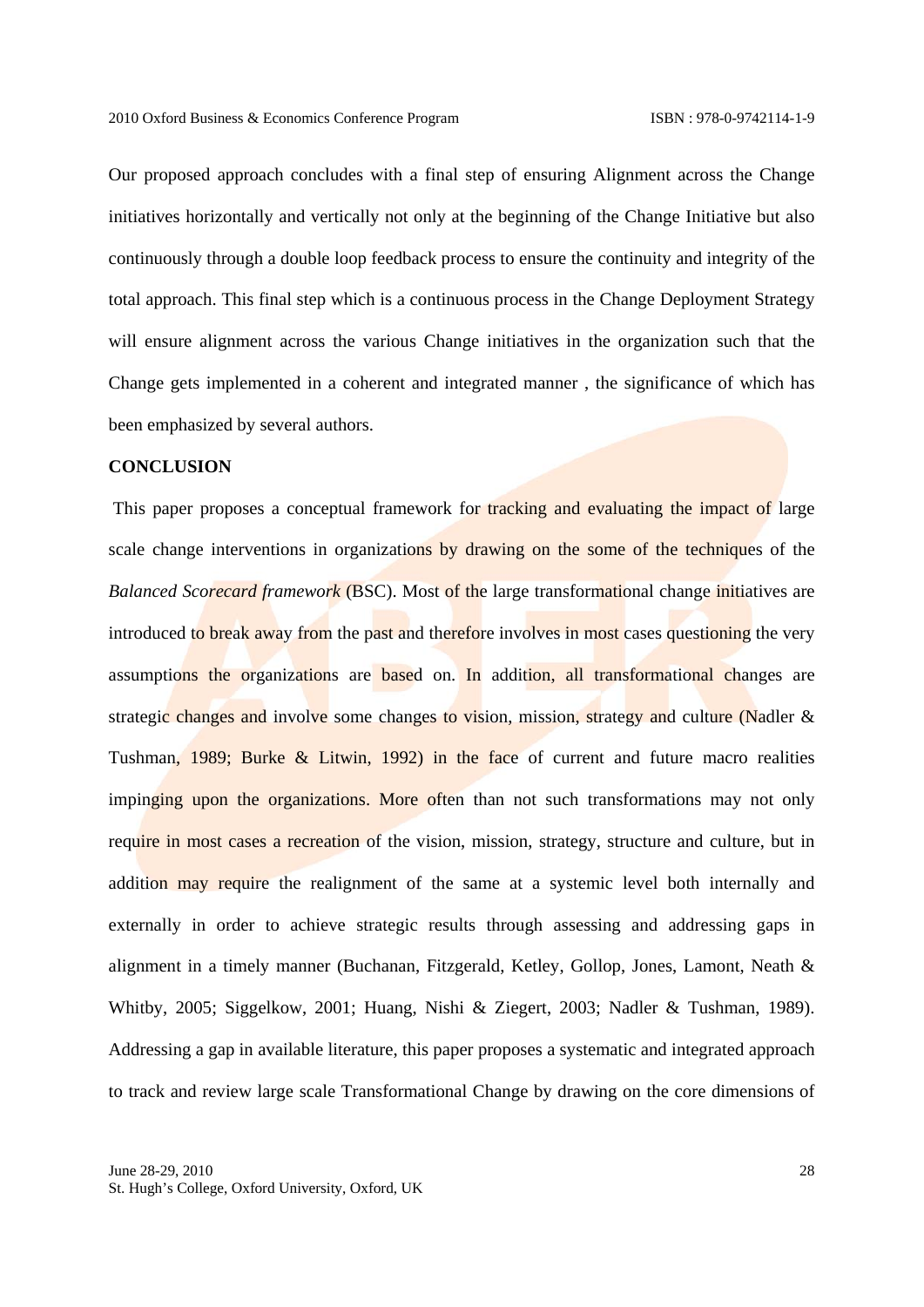Our proposed approach concludes with a final step of ensuring Alignment across the Change initiatives horizontally and vertically not only at the beginning of the Change Initiative but also continuously through a double loop feedback process to ensure the continuity and integrity of the total approach. This final step which is a continuous process in the Change Deployment Strategy will ensure alignment across the various Change initiatives in the organization such that the Change gets implemented in a coherent and integrated manner , the significance of which has been emphasized by several authors.

**CONCLUSION**

This paper proposes a conceptual framework for tracking and evaluating the impact of large scale change interventions in organizations by drawing on the some of the techniques of the *Balanced Scorecard framework* (BSC). Most of the large transformational change initiatives are introduced to break away from the past and therefore involves in most cases questioning the very assumptions the organizations are based on. In addition, all transformational changes are strategic changes and involve some changes to vision, mission, strategy and culture (Nadler & Tushman, 1989; Burke & Litwin, 1992) in the face of current and future macro realities impinging upon the organizations. More often than not such transformations may not only require in most cases a recreation of the vision, mission, strategy, structure and culture, but in addition may require the realignment of the same at a systemic level both internally and externally in order to achieve strategic results through assessing and addressing gaps in alignment in a timely manner (Buchanan, Fitzgerald, Ketley, Gollop, Jones, Lamont, Neath & Whitby, 2005; Siggelkow, 2001; Huang, Nishi & Ziegert, 2003; Nadler & Tushman, 1989). Addressing a gap in available literature, this paper proposes a systematic and integrated approach to track and review large scale Transformational Change by drawing on the core dimensions of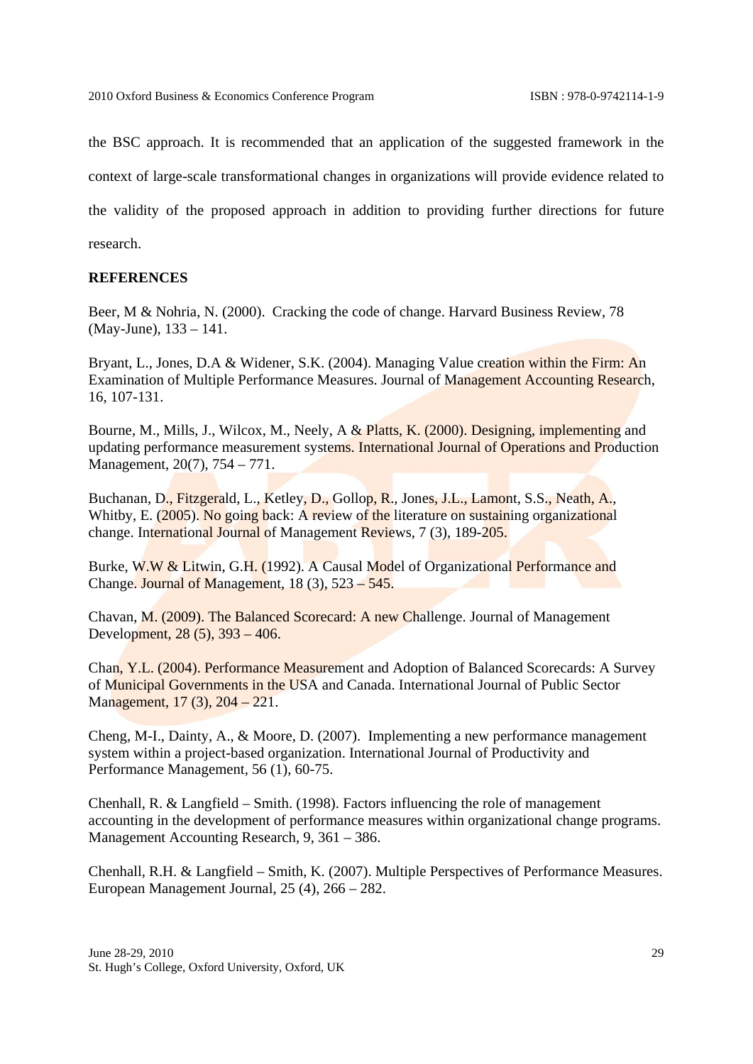the BSC approach. It is recommended that an application of the suggested framework in the context of large-scale transformational changes in organizations will provide evidence related to the validity of the proposed approach in addition to providing further directions for future research.

**REFERENCES**

Beer, M & Nohria, N. (2000). Cracking the code of change. Harvard Business Review, 78 (May-June), 133 – 141.

Bryant, L., Jones, D.A & Widener, S.K. (2004). Managing Value creation within the Firm: An Examination of Multiple Performance Measures. Journal of Management Accounting Research, 16, 107-131.

Bourne, M., Mills, J., Wilcox, M., Neely, A & Platts, K. (2000). Designing, implementing and updating performance measurement systems. International Journal of Operations and Production Management, 20(7), 754 – 771.

Buchanan, D., Fitzgerald, L., Ketley, D., Gollop, R., Jones, J.L., Lamont, S.S., Neath, A., Whitby, E. (2005). No going back: A review of the literature on sustaining organizational change. International Journal of Management Reviews, 7 (3), 189-205.

Burke, W.W & Litwin, G.H. (1992). A Causal Model of Organizational Performance and Change. Journal of Management, 18 (3), 523 – 545.

Chavan, M. (2009). The Balanced Scorecard: A new Challenge. Journal of Management Development, 28 (5), 393 – 406.

Chan, Y.L. (2004). Performance Measurement and Adoption of Balanced Scorecards: A Survey of Municipal Governments in the USA and Canada. International Journal of Public Sector Management, 17 (3), 204 – 221.

Cheng, M-I., Dainty, A., & Moore, D. (2007). Implementing a new performance management system within a project-based organization. International Journal of Productivity and Performance Management, 56 (1), 60-75.

Chenhall, R. & Langfield – Smith. (1998). Factors influencing the role of management accounting in the development of performance measures within organizational change programs. Management Accounting Research, 9, 361 – 386.

Chenhall, R.H. & Langfield – Smith, K. (2007). Multiple Perspectives of Performance Measures. European Management Journal, 25 (4), 266 – 282.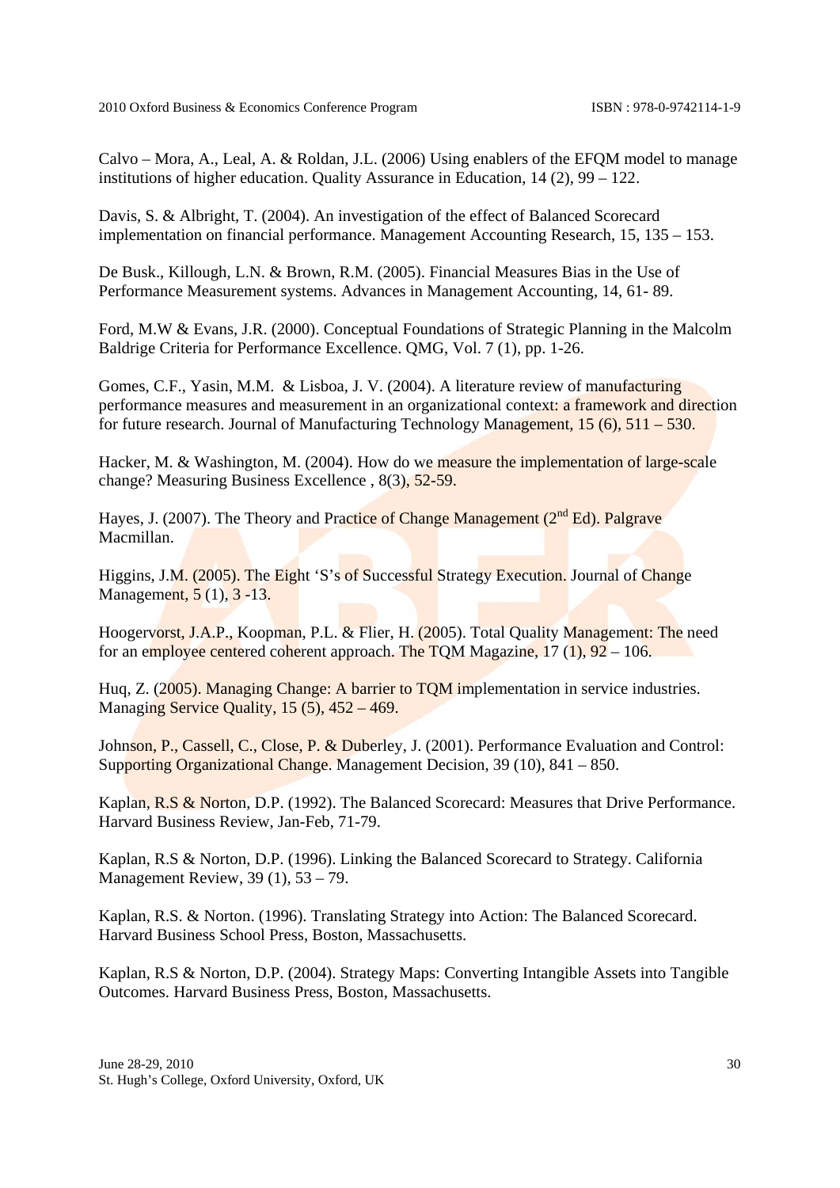Calvo – Mora, A., Leal, A. & Roldan, J.L. (2006) Using enablers of the EFQM model to manage institutions of higher education. Quality Assurance in Education, 14 (2), 99 – 122.

Davis, S. & Albright, T. (2004). An investigation of the effect of Balanced Scorecard implementation on financial performance. Management Accounting Research, 15, 135 – 153.

De Busk., Killough, L.N. & Brown, R.M. (2005). Financial Measures Bias in the Use of Performance Measurement systems. Advances in Management Accounting, 14, 61- 89.

Ford, M.W & Evans, J.R. (2000). Conceptual Foundations of Strategic Planning in the Malcolm Baldrige Criteria for Performance Excellence. QMG, Vol. 7 (1), pp. 1-26.

Gomes, C.F., Yasin, M.M. & Lisboa, J. V. (2004). A literature review of manufacturing performance measures and measurement in an organizational context: a framework and direction for future research. Journal of Manufacturing Technology Management, 15 (6), 511 – 530.

Hacker, M. & Washington, M. (2004). How do we measure the implementation of large-scale change? Measuring Business Excellence , 8(3), 52-59.

Hayes, J. (2007). The Theory and Practice of Change Management (2nd Ed). Palgrave Macmillan.

Higgins, J.M. (2005). The Eight 'S's of Successful Strategy Execution. Journal of Change Management, 5 (1), 3 -13.

Hoogervorst, J.A.P., Koopman, P.L. & Flier, H. (2005). Total Quality Management: The need for an employee centered coherent approach. The TQM Magazine, 17 (1), 92 – 106.

Huq, Z. (2005). Managing Change: A barrier to TQM implementation in service industries. Managing Service Quality, 15 (5), 452 – 469.

Johnson, P., Cassell, C., Close, P. & Duberley, J. (2001). Performance Evaluation and Control: Supporting Organizational Change. Management Decision, 39 (10), 841 – 850.

Kaplan, R.S & Norton, D.P. (1992). The Balanced Scorecard: Measures that Drive Performance. Harvard Business Review, Jan-Feb, 71-79.

Kaplan, R.S & Norton, D.P. (1996). Linking the Balanced Scorecard to Strategy. California Management Review, 39 (1), 53 – 79.

Kaplan, R.S. & Norton. (1996). Translating Strategy into Action: The Balanced Scorecard. Harvard Business School Press, Boston, Massachusetts.

Kaplan, R.S & Norton, D.P. (2004). Strategy Maps: Converting Intangible Assets into Tangible Outcomes. Harvard Business Press, Boston, Massachusetts.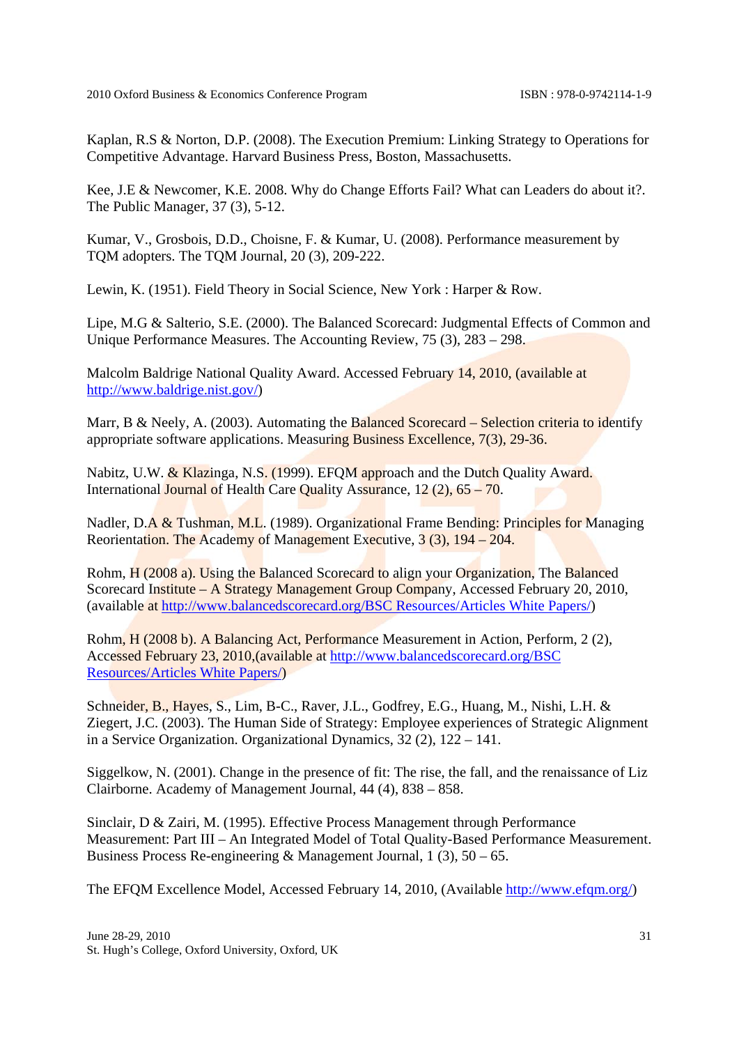Kaplan, R.S & Norton, D.P. (2008). The Execution Premium: Linking Strategy to Operations for Competitive Advantage. Harvard Business Press, Boston, Massachusetts.

Kee, J.E & Newcomer, K.E. 2008. Why do Change Efforts Fail? What can Leaders do about it?. The Public Manager, 37 (3), 5-12.

Kumar, V., Grosbois, D.D., Choisne, F. & Kumar, U. (2008). Performance measurement by TQM adopters. The TQM Journal, 20 (3), 209-222.

Lewin, K. (1951). Field Theory in Social Science, New York : Harper & Row.

Lipe, M.G & Salterio, S.E. (2000). The Balanced Scorecard: Judgmental Effects of Common and Unique Performance Measures. The Accounting Review, 75 (3), 283 – 298.

Malcolm Baldrige National Quality Award. Accessed February 14, 2010, (available at http://www.baldrige.nist.gov/)

Marr, B & Neely, A. (2003). Automating the Balanced Scorecard – Selection criteria to identify appropriate software applications. Measuring Business Excellence, 7(3), 29-36.

Nabitz, U.W. & Klazinga, N.S. (1999). EFQM approach and the Dutch Quality Award. International Journal of Health Care Quality Assurance, 12 (2), 65 – 70.

Nadler, D.A & Tushman, M.L. (1989). Organizational Frame Bending: Principles for Managing Reorientation. The Academy of Management Executive, 3 (3), 194 – 204.

Rohm, H (2008 a). Using the Balanced Scorecard to align your Organization, The Balanced Scorecard Institute – A Strategy Management Group Company, Accessed February 20, 2010, (available at http://www.balancedscorecard.org/BSC Resources/Articles White Papers/)

Rohm, H (2008 b). A Balancing Act, Performance Measurement in Action, Perform, 2 (2), Accessed February 23, 2010,(available at http://www.balancedscorecard.org/BSC Resources/Articles White Papers/)

Schneider, B., Hayes, S., Lim, B-C., Raver, J.L., Godfrey, E.G., Huang, M., Nishi, L.H. & Ziegert, J.C. (2003). The Human Side of Strategy: Employee experiences of Strategic Alignment in a Service Organization. Organizational Dynamics, 32 (2), 122 – 141.

Siggelkow, N. (2001). Change in the presence of fit: The rise, the fall, and the renaissance of Liz Clairborne. Academy of Management Journal, 44 (4), 838 – 858.

Sinclair, D & Zairi, M. (1995). Effective Process Management through Performance Measurement: Part III – An Integrated Model of Total Quality-Based Performance Measurement. Business Process Re-engineering & Management Journal, 1 (3), 50 – 65.

The EFQM Excellence Model, Accessed February 14, 2010, (Available http://www.efqm.org/)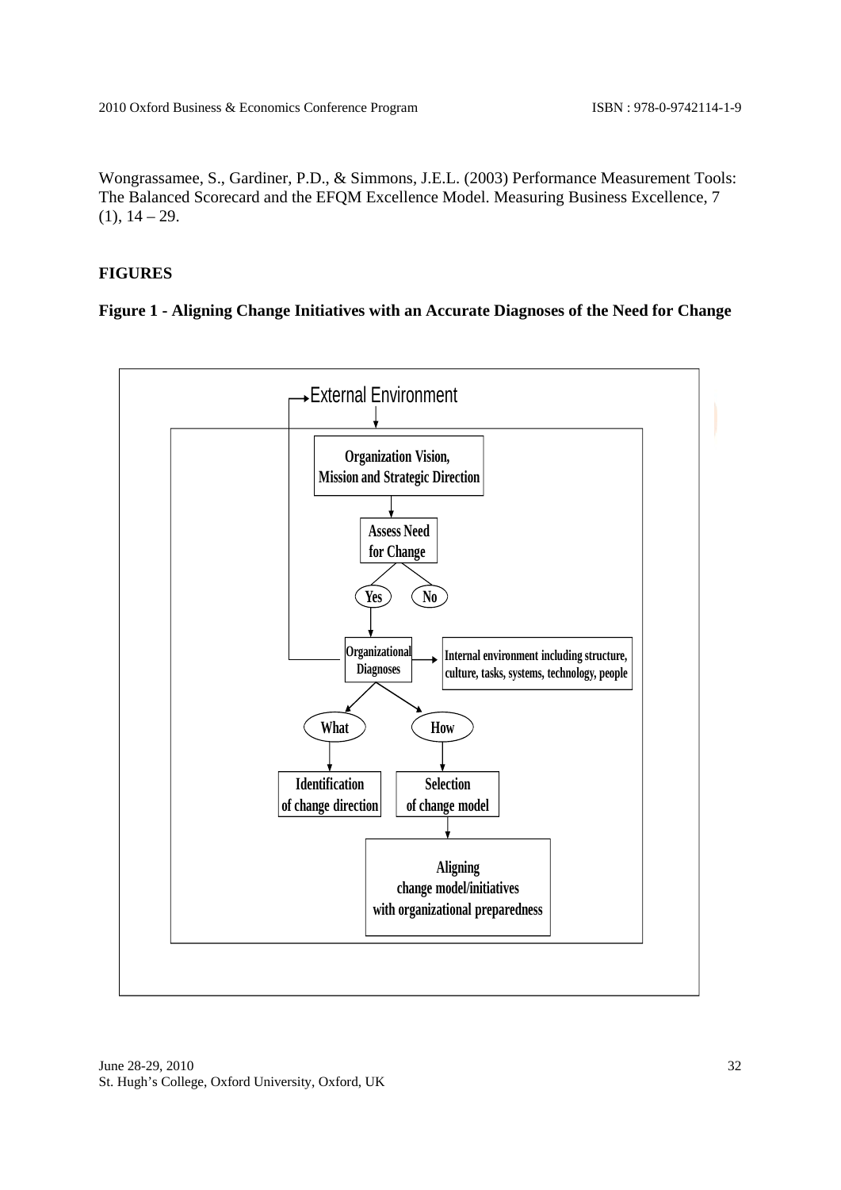Wongrassamee, S., Gardiner, P.D., & Simmons, J.E.L. (2003) Performance Measurement Tools: The Balanced Scorecard and the EFQM Excellence Model. Measuring Business Excellence, 7 (1), 14 – 29.

**FIGURES**

**Figure 1 - Aligning Change Initiatives with an Accurate Diagnoses of the Need for Change**

External Environment

Organization Vision, Mission and Strategic Direction

Assess Need for Change

Yes

No

Organizational Diagnoses

Internal environment including structure, culture, tasks, systems, technology, people

What

How

Identification of change direction

Selection of change model

Aligning change model/initiatives with organizational preparedness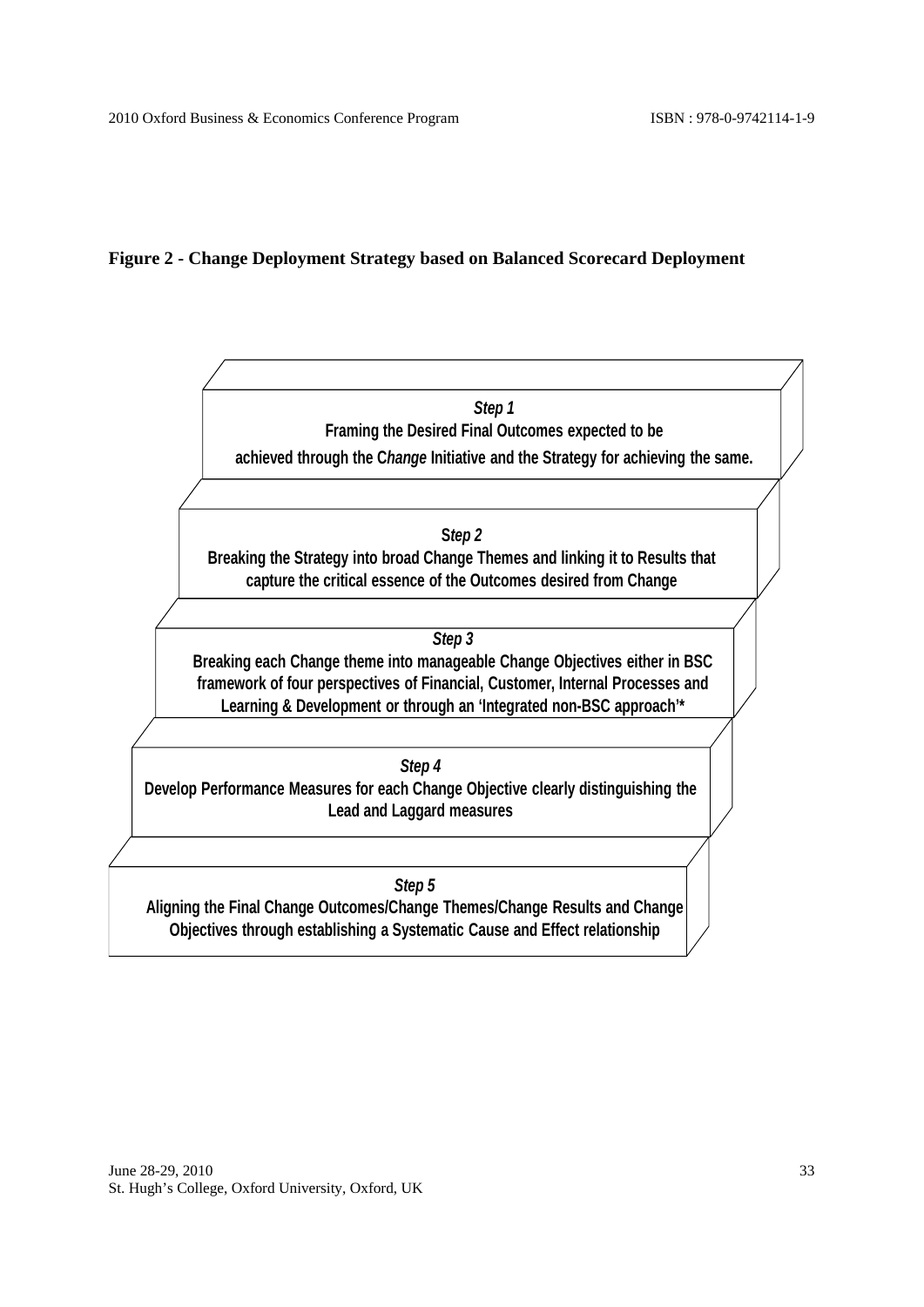**Figure 2 - Change Deployment Strategy based on Balanced Scorecard Deployment**

***Step 1***
**Framing the Desired Final Outcomes expected to be achieved through the C*hange* Initiative and the Strategy for achieving the same.**

**S*tep 2***
**Breaking the Strategy into broad Change Themes and linking it to Results that capture the critical essence of the Outcomes desired from Change**

***Step 3***
**Breaking each Change theme into manageable Change Objectives either in BSC framework of four perspectives of Financial, Customer, Internal Processes and Learning & Development or through an 'Integrated non-BSC approach'***

***Step 4***
**Develop Performance Measures for each Change Objective clearly distinguishing the Lead and Laggard measures**

***Step 5***
**Aligning the Final Change Outcomes/Change Themes/Change Results and Change Objectives through establishing a Systematic Cause and Effect relationship**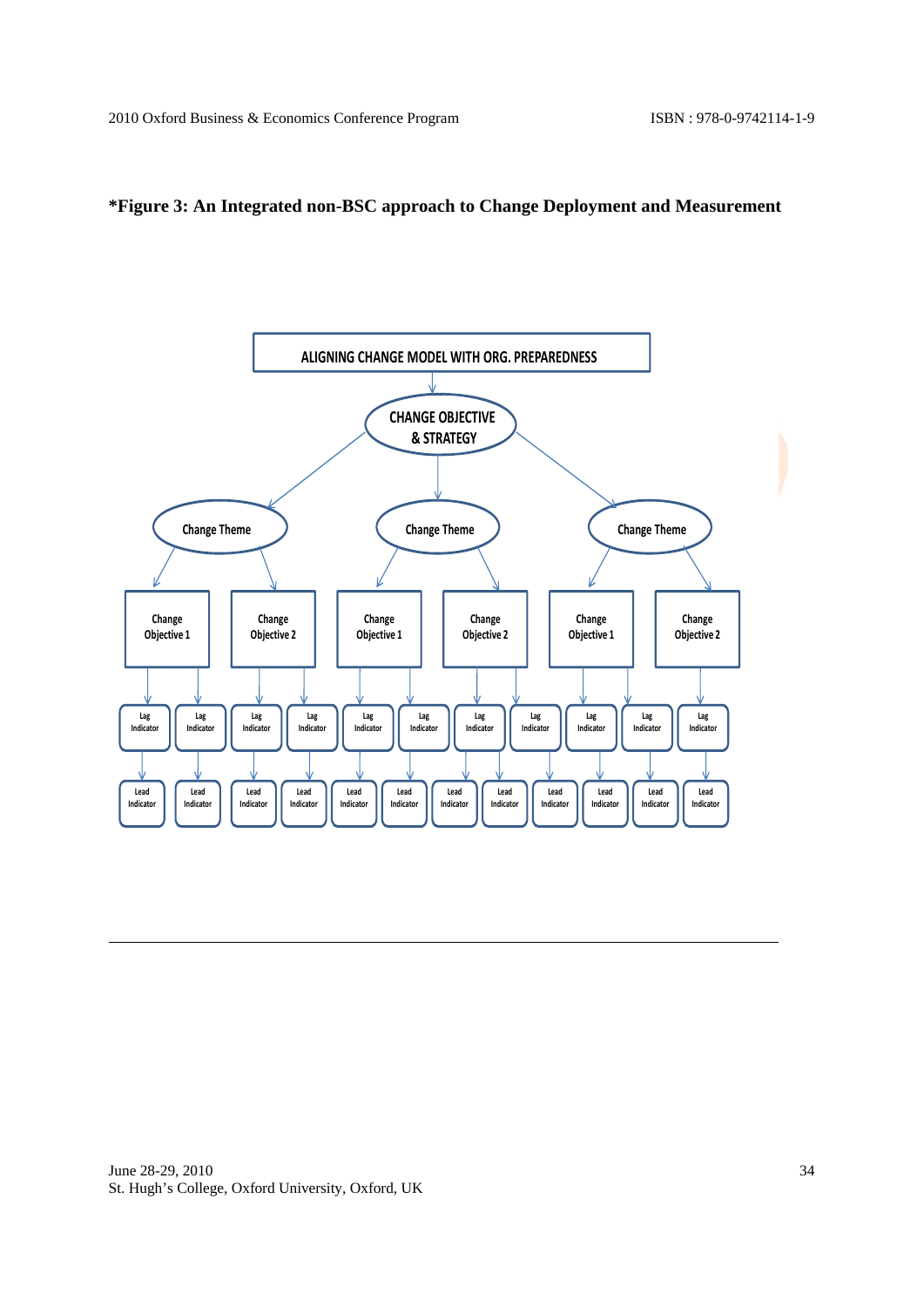**\*Figure 3: An Integrated non-BSC approach to Change Deployment and Measurement**

ALIGNING CHANGE MODEL WITH ORG. PREPAREDNESS

CHANGE OBJECTIVE & STRATEGY

Change Theme

Change Theme

Change Theme

Change Objective 1

Change Objective 2

Change Objective 1

Change Objective 2

Change Objective 1

Change Objective 2

Lag Indicator

Lag Indicator

Lag Indicator

Lag Indicator

Lag Indicator

Lag Indicator

Lag Indicator

Lag Indicator

Lag Indicator

Lag Indicator

Lag Indicator

Lead Indicator

Lead Indicator

Lead Indicator

Lead Indicator

Lead Indicator

Lead Indicator

Lead Indicator

Lead Indicator

Lead Indicator

Lead Indicator

Lead Indicator

Lead Indicator